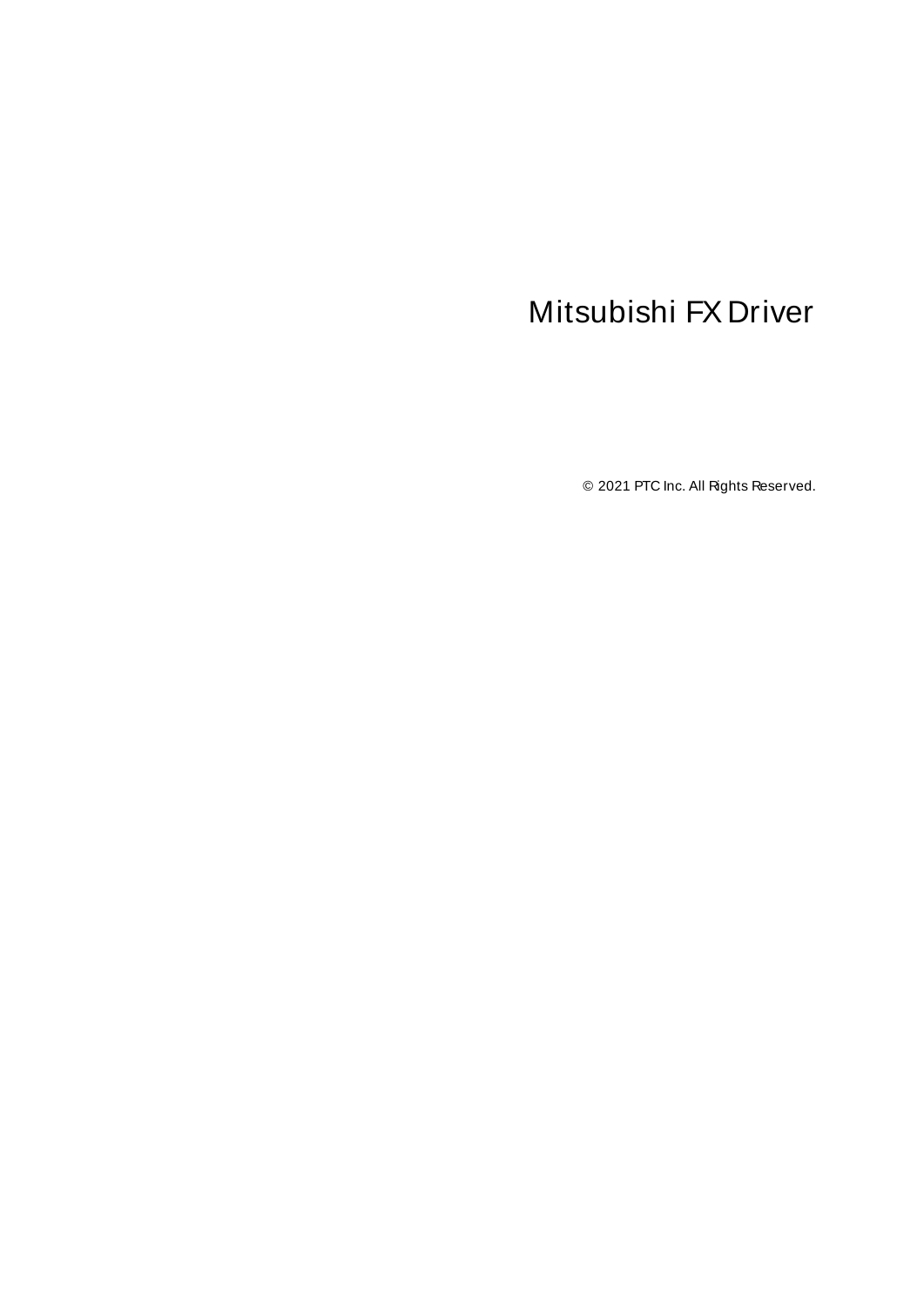# Mitsubishi FX Driver

© 2021 PTC Inc. All Rights Reserved.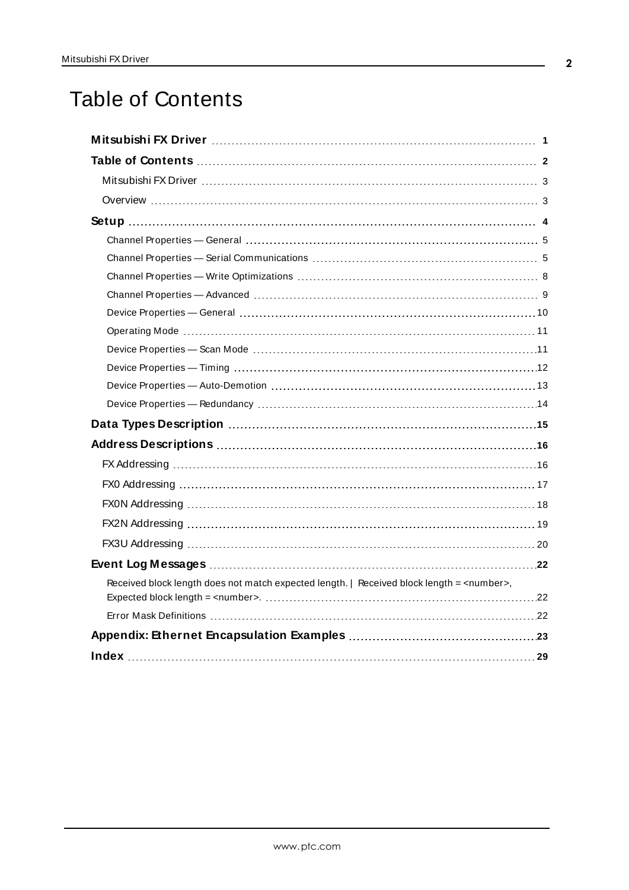# Table of Contents

**Mitsubishi FX Driver** 1

**Table of Contents** 2

Mitsubishi FX Driver 3

Overview 3

**Setup** 4

Channel Properties — General 5

Channel Properties — Serial Communications 5

Channel Properties — Write Optimizations 8

Channel Properties — Advanced 9

Device Properties — General 10

Operating Mode 11

Device Properties — Scan Mode 11

Device Properties — Timing 12

Device Properties — Auto-Demotion 13

Device Properties — Redundancy 14

**Data Types Description** 15

**Address Descriptions** 16

FX Addressing 16

FX0 Addressing 17

FX0N Addressing 18

FX2N Addressing 19

FX3U Addressing 20

**Event Log Messages** 22

Received block length does not match expected length. | Received block length = <number>, Expected block length = <number>. 22

Error Mask Definitions 22

**Appendix: Ethernet Encapsulation Examples** 23

**Index** 29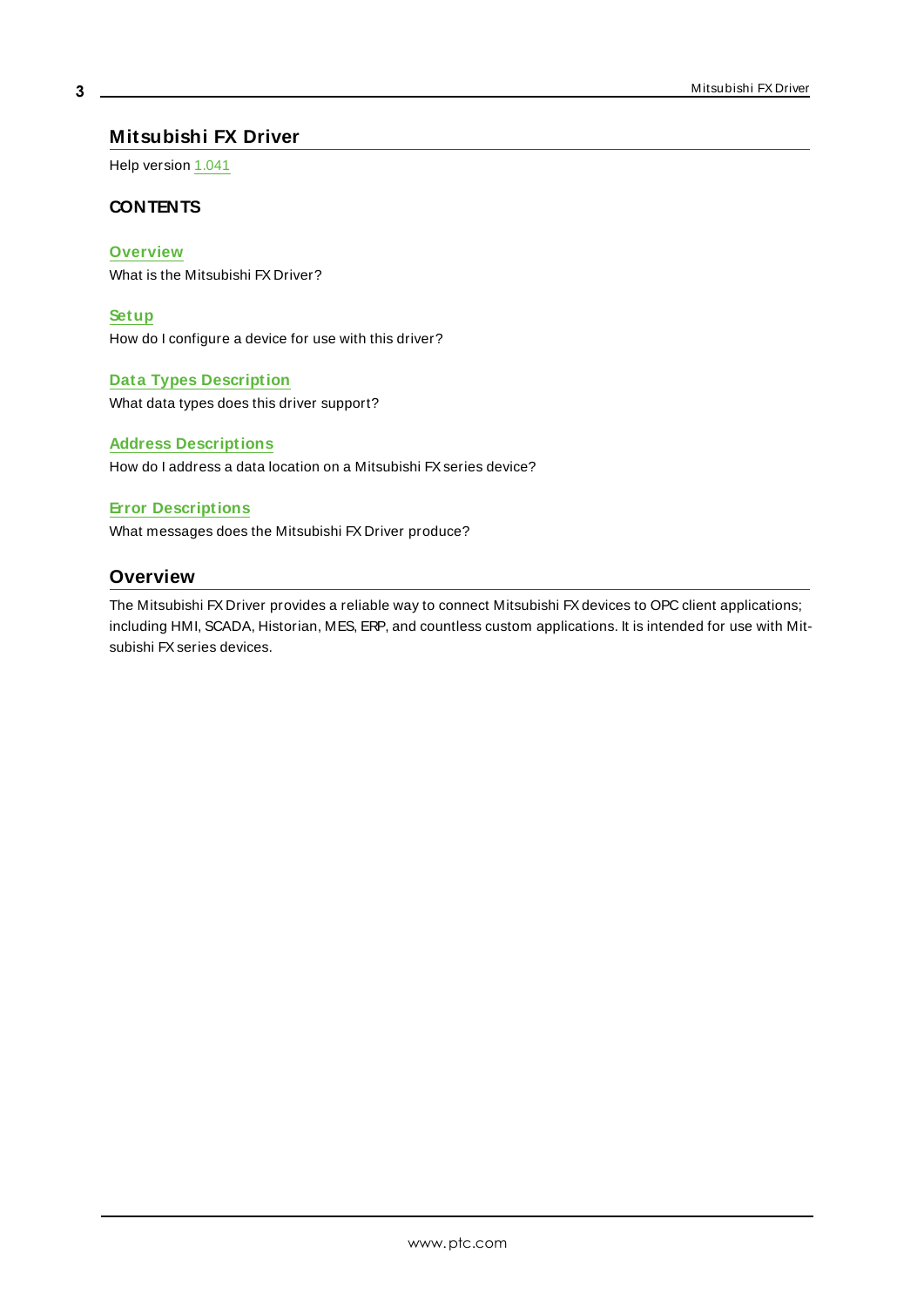# Mitsubishi FX Driver

Help version 1.041

### CONTENTS

**Overview**
What is the Mitsubishi FX Driver?

**Setup**
How do I configure a device for use with this driver?

**Data Types Description**
What data types does this driver support?

**Address Descriptions**
How do I address a data location on a Mitsubishi FX series device?

**Error Descriptions**
What messages does the Mitsubishi FX Driver produce?

## Overview

The Mitsubishi FX Driver provides a reliable way to connect Mitsubishi FX devices to OPC client applications; including HMI, SCADA, Historian, MES, ERP, and countless custom applications. It is intended for use with Mitsubishi FX series devices.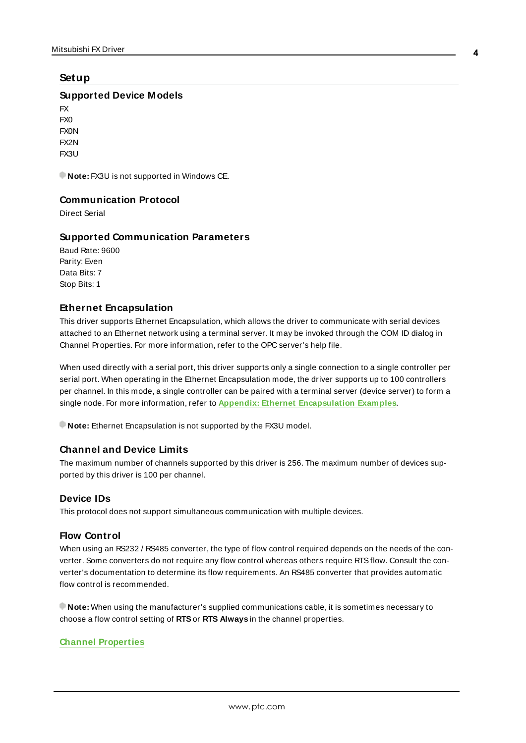# Setup

## Supported Device Models

FX
FX0
FX0N
FX2N
FX3U

**Note:** FX3U is not supported in Windows CE.

## Communication Protocol

Direct Serial

## Supported Communication Parameters

Baud Rate: 9600
Parity: Even
Data Bits: 7
Stop Bits: 1

## Ethernet Encapsulation

This driver supports Ethernet Encapsulation, which allows the driver to communicate with serial devices attached to an Ethernet network using a terminal server. It may be invoked through the COM ID dialog in Channel Properties. For more information, refer to the OPC server's help file.

When used directly with a serial port, this driver supports only a single connection to a single controller per serial port. When operating in the Ethernet Encapsulation mode, the driver supports up to 100 controllers per channel. In this mode, a single controller can be paired with a terminal server (device server) to form a single node. For more information, refer to **Appendix: Ethernet Encapsulation Examples**.

**Note:** Ethernet Encapsulation is not supported by the FX3U model.

## Channel and Device Limits

The maximum number of channels supported by this driver is 256. The maximum number of devices supported by this driver is 100 per channel.

## Device IDs

This protocol does not support simultaneous communication with multiple devices.

## Flow Control

When using an RS232 / RS485 converter, the type of flow control required depends on the needs of the converter. Some converters do not require any flow control whereas others require RTS flow. Consult the converter's documentation to determine its flow requirements. An RS485 converter that provides automatic flow control is recommended.

**Note:** When using the manufacturer's supplied communications cable, it is sometimes necessary to choose a flow control setting of **RTS** or **RTS Always** in the channel properties.

**Channel Properties**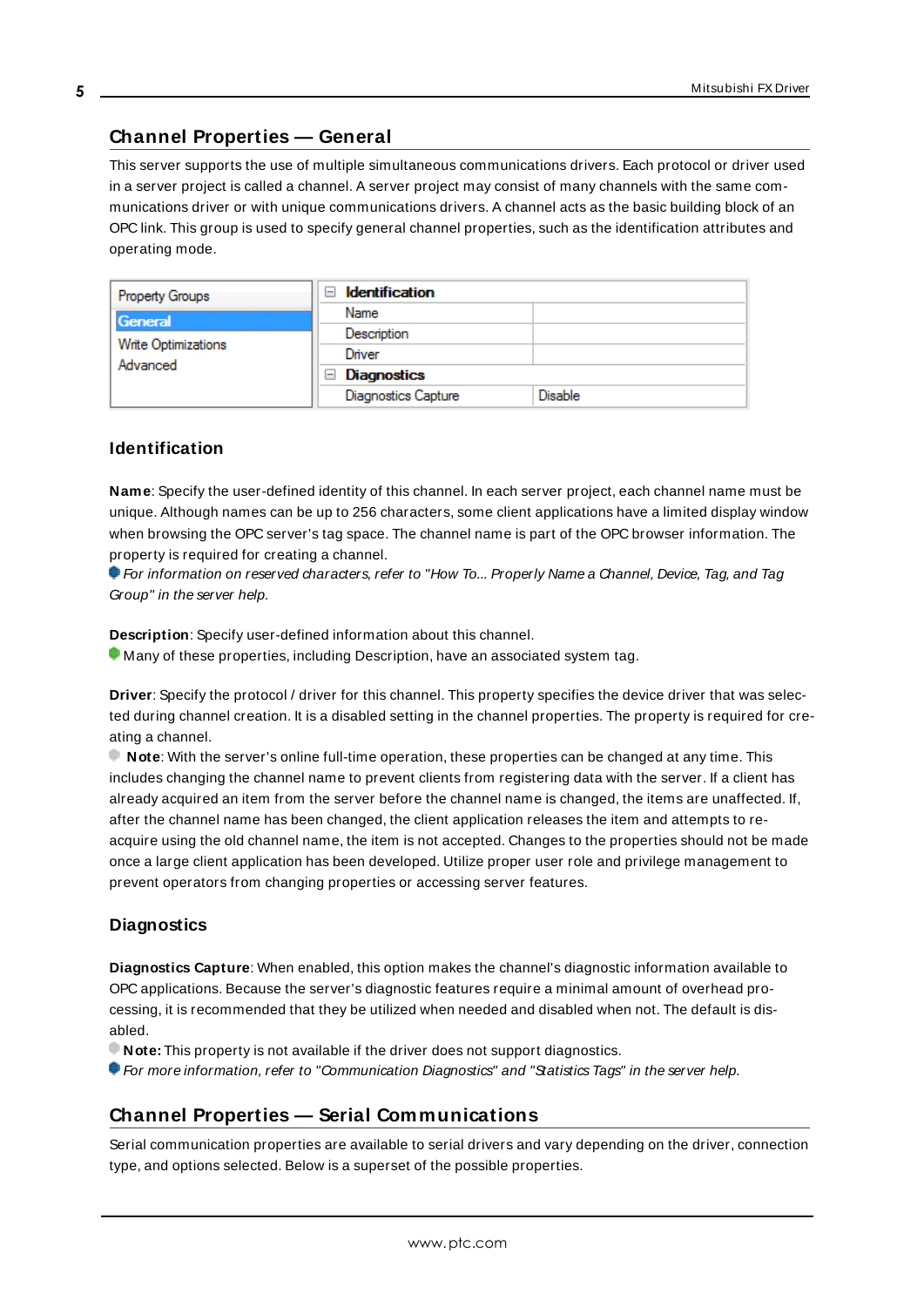## Channel Properties — General

This server supports the use of multiple simultaneous communications drivers. Each protocol or driver used in a server project is called a channel. A server project may consist of many channels with the same communications driver or with unique communications drivers. A channel acts as the basic building block of an OPC link. This group is used to specify general channel properties, such as the identification attributes and operating mode.

| Property Groups | Identification | |
|---|---|---|
| **General** | Name | |
| Write Optimizations | Description | |
| Advanced | Driver | |
| | **Diagnostics** | |
| | Diagnostics Capture | Disable |

### Identification

**Name**: Specify the user-defined identity of this channel. In each server project, each channel name must be unique. Although names can be up to 256 characters, some client applications have a limited display window when browsing the OPC server's tag space. The channel name is part of the OPC browser information. The property is required for creating a channel.

*For information on reserved characters, refer to "How To... Properly Name a Channel, Device, Tag, and Tag Group" in the server help.*

**Description**: Specify user-defined information about this channel.

Many of these properties, including Description, have an associated system tag.

**Driver**: Specify the protocol / driver for this channel. This property specifies the device driver that was selected during channel creation. It is a disabled setting in the channel properties. The property is required for creating a channel.

**Note**: With the server's online full-time operation, these properties can be changed at any time. This includes changing the channel name to prevent clients from registering data with the server. If a client has already acquired an item from the server before the channel name is changed, the items are unaffected. If, after the channel name has been changed, the client application releases the item and attempts to re-acquire using the old channel name, the item is not accepted. Changes to the properties should not be made once a large client application has been developed. Utilize proper user role and privilege management to prevent operators from changing properties or accessing server features.

### Diagnostics

**Diagnostics Capture**: When enabled, this option makes the channel's diagnostic information available to OPC applications. Because the server's diagnostic features require a minimal amount of overhead processing, it is recommended that they be utilized when needed and disabled when not. The default is disabled.

**Note:** This property is not available if the driver does not support diagnostics.

*For more information, refer to "Communication Diagnostics" and "Statistics Tags" in the server help.*

## Channel Properties — Serial Communications

Serial communication properties are available to serial drivers and vary depending on the driver, connection type, and options selected. Below is a superset of the possible properties.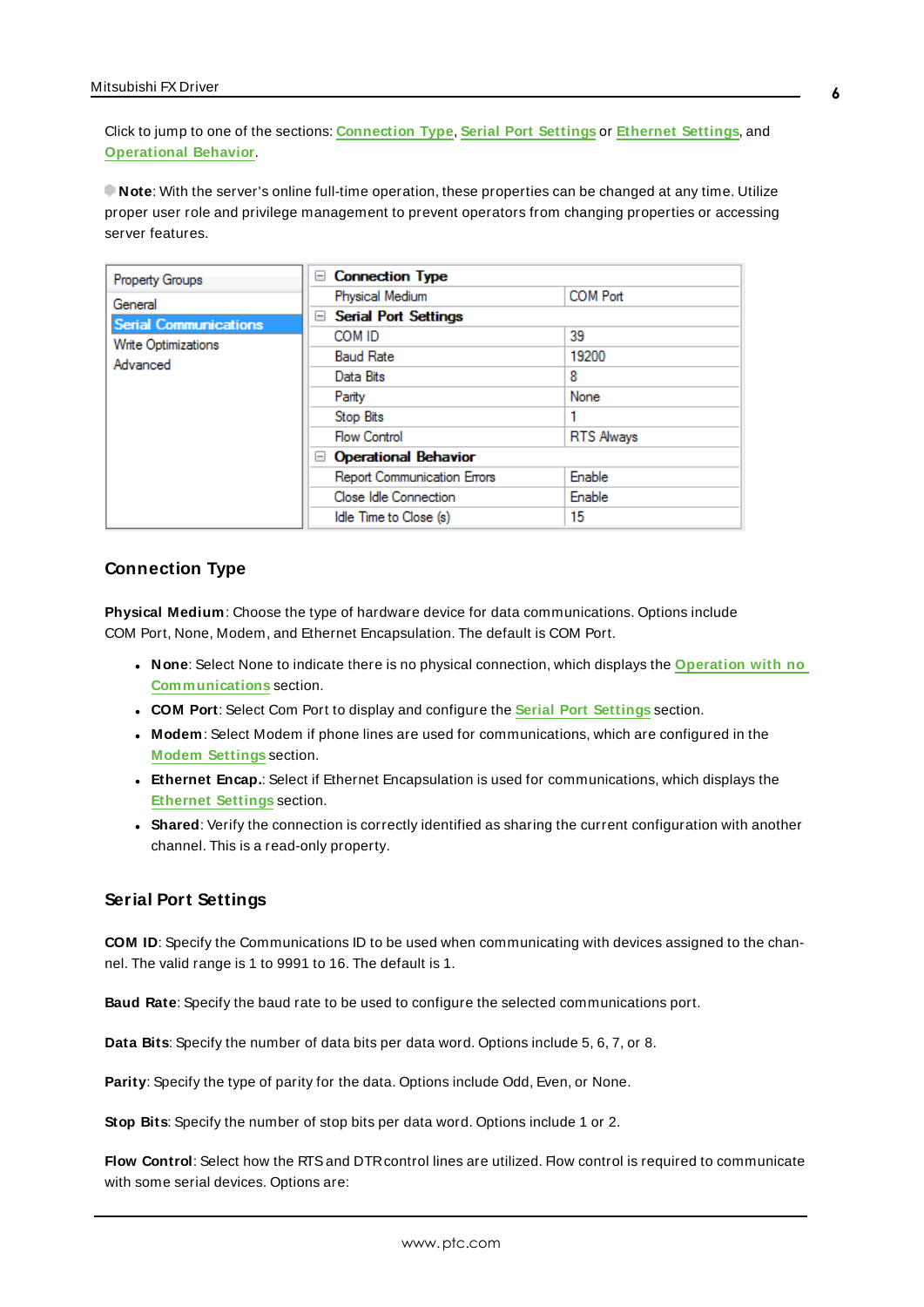Click to jump to one of the sections: Connection Type, Serial Port Settings or Ethernet Settings, and Operational Behavior.

**Note**: With the server's online full-time operation, these properties can be changed at any time. Utilize proper user role and privilege management to prevent operators from changing properties or accessing server features.

| Property Groups |
| --- |
| General |
| Serial Communications |
| Write Optimizations |
| Advanced |

| Property | Value |
| --- | --- |
| **Connection Type** | |
| Physical Medium | COM Port |
| **Serial Port Settings** | |
| COM ID | 39 |
| Baud Rate | 19200 |
| Data Bits | 8 |
| Parity | None |
| Stop Bits | 1 |
| Flow Control | RTS Always |
| **Operational Behavior** | |
| Report Communication Errors | Enable |
| Close Idle Connection | Enable |
| Idle Time to Close (s) | 15 |

## Connection Type

**Physical Medium**: Choose the type of hardware device for data communications. Options include COM Port, None, Modem, and Ethernet Encapsulation. The default is COM Port.

- **None**: Select None to indicate there is no physical connection, which displays the Operation with no Communications section.
- **COM Port**: Select Com Port to display and configure the Serial Port Settings section.
- **Modem**: Select Modem if phone lines are used for communications, which are configured in the Modem Settings section.
- **Ethernet Encap.**: Select if Ethernet Encapsulation is used for communications, which displays the Ethernet Settings section.
- **Shared**: Verify the connection is correctly identified as sharing the current configuration with another channel. This is a read-only property.

## Serial Port Settings

**COM ID**: Specify the Communications ID to be used when communicating with devices assigned to the channel. The valid range is 1 to 9991 to 16. The default is 1.

**Baud Rate**: Specify the baud rate to be used to configure the selected communications port.

**Data Bits**: Specify the number of data bits per data word. Options include 5, 6, 7, or 8.

**Parity**: Specify the type of parity for the data. Options include Odd, Even, or None.

**Stop Bits**: Specify the number of stop bits per data word. Options include 1 or 2.

**Flow Control**: Select how the RTS and DTR control lines are utilized. Flow control is required to communicate with some serial devices. Options are: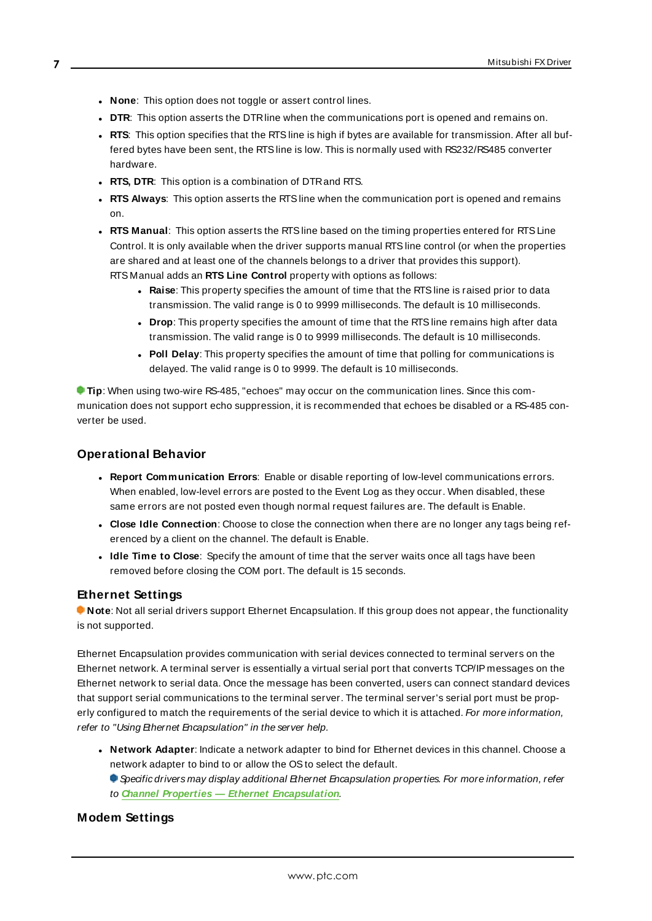- **None**: This option does not toggle or assert control lines.
- **DTR**: This option asserts the DTR line when the communications port is opened and remains on.
- **RTS**: This option specifies that the RTS line is high if bytes are available for transmission. After all buffered bytes have been sent, the RTS line is low. This is normally used with RS232/RS485 converter hardware.
- **RTS, DTR**: This option is a combination of DTR and RTS.
- **RTS Always**: This option asserts the RTS line when the communication port is opened and remains on.
- **RTS Manual**: This option asserts the RTS line based on the timing properties entered for RTS Line Control. It is only available when the driver supports manual RTS line control (or when the properties are shared and at least one of the channels belongs to a driver that provides this support). RTS Manual adds an **RTS Line Control** property with options as follows:
  - **Raise**: This property specifies the amount of time that the RTS line is raised prior to data transmission. The valid range is 0 to 9999 milliseconds. The default is 10 milliseconds.
  - **Drop**: This property specifies the amount of time that the RTS line remains high after data transmission. The valid range is 0 to 9999 milliseconds. The default is 10 milliseconds.
  - **Poll Delay**: This property specifies the amount of time that polling for communications is delayed. The valid range is 0 to 9999. The default is 10 milliseconds.

**Tip**: When using two-wire RS-485, "echoes" may occur on the communication lines. Since this communication does not support echo suppression, it is recommended that echoes be disabled or a RS-485 converter be used.

## Operational Behavior

- **Report Communication Errors**: Enable or disable reporting of low-level communications errors. When enabled, low-level errors are posted to the Event Log as they occur. When disabled, these same errors are not posted even though normal request failures are. The default is Enable.
- **Close Idle Connection**: Choose to close the connection when there are no longer any tags being referenced by a client on the channel. The default is Enable.
- **Idle Time to Close**: Specify the amount of time that the server waits once all tags have been removed before closing the COM port. The default is 15 seconds.

## Ethernet Settings

**Note**: Not all serial drivers support Ethernet Encapsulation. If this group does not appear, the functionality is not supported.

Ethernet Encapsulation provides communication with serial devices connected to terminal servers on the Ethernet network. A terminal server is essentially a virtual serial port that converts TCP/IP messages on the Ethernet network to serial data. Once the message has been converted, users can connect standard devices that support serial communications to the terminal server. The terminal server's serial port must be properly configured to match the requirements of the serial device to which it is attached. *For more information, refer to "Using Ethernet Encapsulation" in the server help.*

- **Network Adapter**: Indicate a network adapter to bind for Ethernet devices in this channel. Choose a network adapter to bind to or allow the OS to select the default.
  *Specific drivers may display additional Ethernet Encapsulation properties. For more information, refer to* ***Channel Properties — Ethernet Encapsulation****.*

## Modem Settings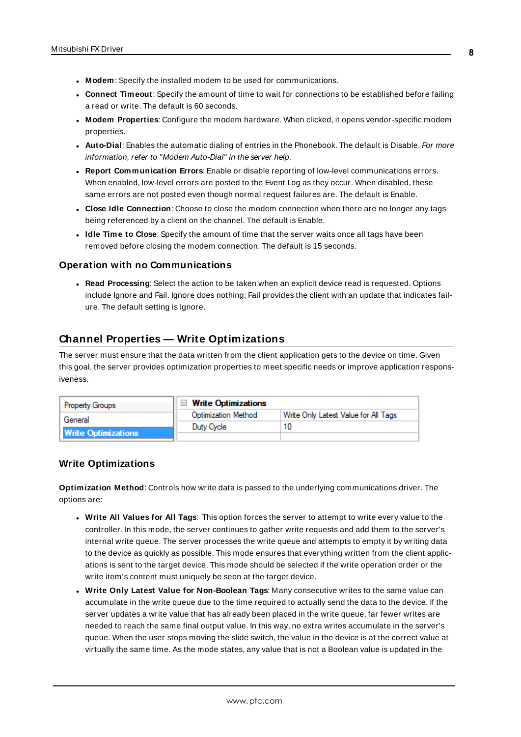- **Modem**: Specify the installed modem to be used for communications.
- **Connect Timeout**: Specify the amount of time to wait for connections to be established before failing a read or write. The default is 60 seconds.
- **Modem Properties**: Configure the modem hardware. When clicked, it opens vendor-specific modem properties.
- **Auto-Dial**: Enables the automatic dialing of entries in the Phonebook. The default is Disable. *For more information, refer to "Modem Auto-Dial" in the server help.*
- **Report Communication Errors**: Enable or disable reporting of low-level communications errors. When enabled, low-level errors are posted to the Event Log as they occur. When disabled, these same errors are not posted even though normal request failures are. The default is Enable.
- **Close Idle Connection**: Choose to close the modem connection when there are no longer any tags being referenced by a client on the channel. The default is Enable.
- **Idle Time to Close**: Specify the amount of time that the server waits once all tags have been removed before closing the modem connection. The default is 15 seconds.

### Operation with no Communications

- **Read Processing**: Select the action to be taken when an explicit device read is requested. Options include Ignore and Fail. Ignore does nothing; Fail provides the client with an update that indicates failure. The default setting is Ignore.

## Channel Properties — Write Optimizations

The server must ensure that the data written from the client application gets to the device on time. Given this goal, the server provides optimization properties to meet specific needs or improve application responsiveness.

| Property Groups | Write Optimizations | |
|---|---|---|
| General | Optimization Method | Write Only Latest Value for All Tags |
| **Write Optimizations** | Duty Cycle | 10 |

### Write Optimizations

**Optimization Method**: Controls how write data is passed to the underlying communications driver. The options are:

- **Write All Values for All Tags**: This option forces the server to attempt to write every value to the controller. In this mode, the server continues to gather write requests and add them to the server's internal write queue. The server processes the write queue and attempts to empty it by writing data to the device as quickly as possible. This mode ensures that everything written from the client applications is sent to the target device. This mode should be selected if the write operation order or the write item's content must uniquely be seen at the target device.
- **Write Only Latest Value for Non-Boolean Tags**: Many consecutive writes to the same value can accumulate in the write queue due to the time required to actually send the data to the device. If the server updates a write value that has already been placed in the write queue, far fewer writes are needed to reach the same final output value. In this way, no extra writes accumulate in the server's queue. When the user stops moving the slide switch, the value in the device is at the correct value at virtually the same time. As the mode states, any value that is not a Boolean value is updated in the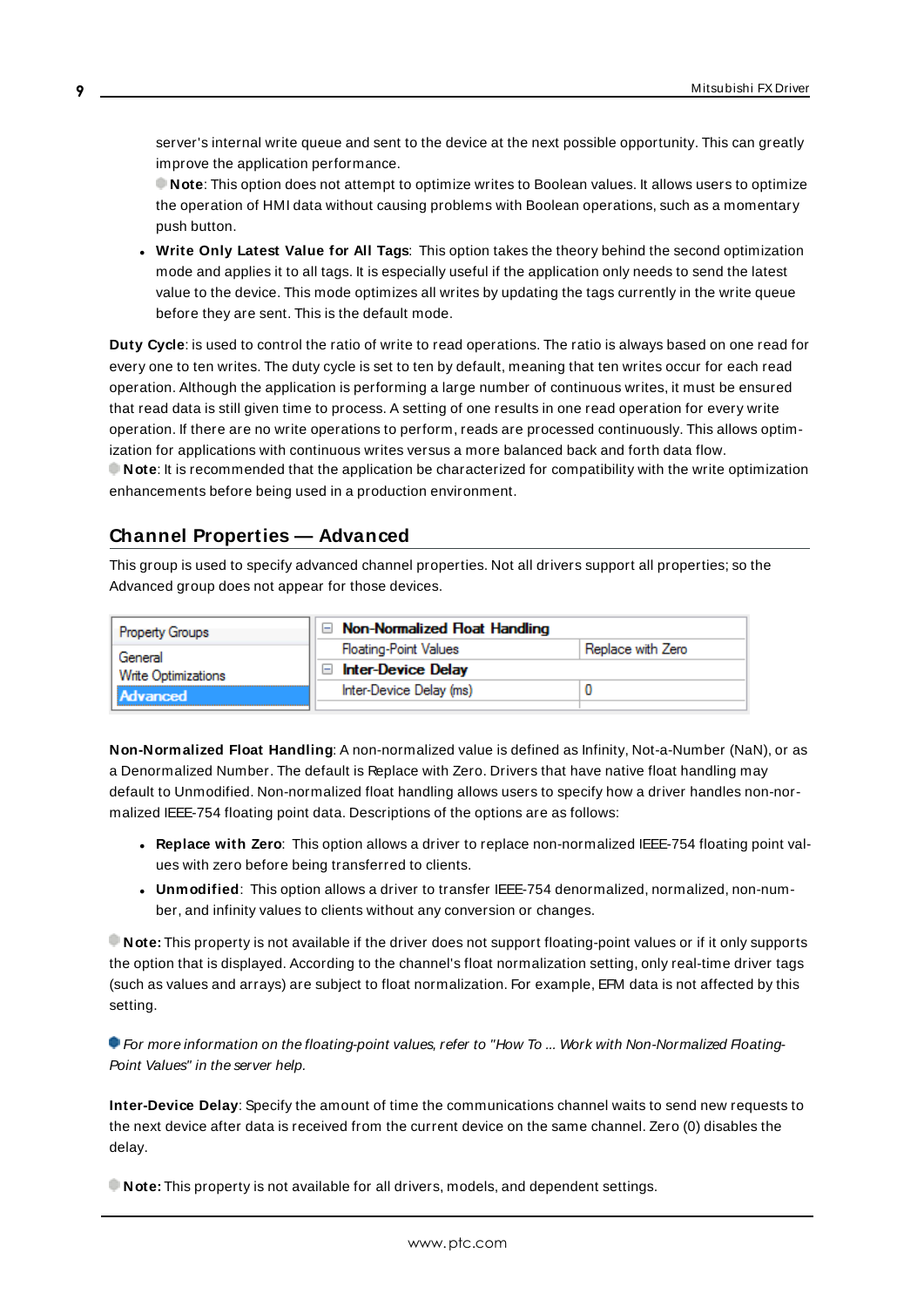server's internal write queue and sent to the device at the next possible opportunity. This can greatly improve the application performance.

**Note**: This option does not attempt to optimize writes to Boolean values. It allows users to optimize the operation of HMI data without causing problems with Boolean operations, such as a momentary push button.

- **Write Only Latest Value for All Tags**: This option takes the theory behind the second optimization mode and applies it to all tags. It is especially useful if the application only needs to send the latest value to the device. This mode optimizes all writes by updating the tags currently in the write queue before they are sent. This is the default mode.

**Duty Cycle**: is used to control the ratio of write to read operations. The ratio is always based on one read for every one to ten writes. The duty cycle is set to ten by default, meaning that ten writes occur for each read operation. Although the application is performing a large number of continuous writes, it must be ensured that read data is still given time to process. A setting of one results in one read operation for every write operation. If there are no write operations to perform, reads are processed continuously. This allows optimization for applications with continuous writes versus a more balanced back and forth data flow.

**Note**: It is recommended that the application be characterized for compatibility with the write optimization enhancements before being used in a production environment.

## Channel Properties — Advanced

This group is used to specify advanced channel properties. Not all drivers support all properties; so the Advanced group does not appear for those devices.

| Property Groups | Non-Normalized Float Handling | |
|---|---|---|
| General | Floating-Point Values | Replace with Zero |
| Write Optimizations | Inter-Device Delay | |
| **Advanced** | Inter-Device Delay (ms) | 0 |

**Non-Normalized Float Handling**: A non-normalized value is defined as Infinity, Not-a-Number (NaN), or as a Denormalized Number. The default is Replace with Zero. Drivers that have native float handling may default to Unmodified. Non-normalized float handling allows users to specify how a driver handles non-normalized IEEE-754 floating point data. Descriptions of the options are as follows:

- **Replace with Zero**: This option allows a driver to replace non-normalized IEEE-754 floating point values with zero before being transferred to clients.
- **Unmodified**: This option allows a driver to transfer IEEE-754 denormalized, normalized, non-number, and infinity values to clients without any conversion or changes.

**Note:** This property is not available if the driver does not support floating-point values or if it only supports the option that is displayed. According to the channel's float normalization setting, only real-time driver tags (such as values and arrays) are subject to float normalization. For example, EFM data is not affected by this setting.

*For more information on the floating-point values, refer to "How To ... Work with Non-Normalized Floating-Point Values" in the server help.*

**Inter-Device Delay**: Specify the amount of time the communications channel waits to send new requests to the next device after data is received from the current device on the same channel. Zero (0) disables the delay.

**Note:** This property is not available for all drivers, models, and dependent settings.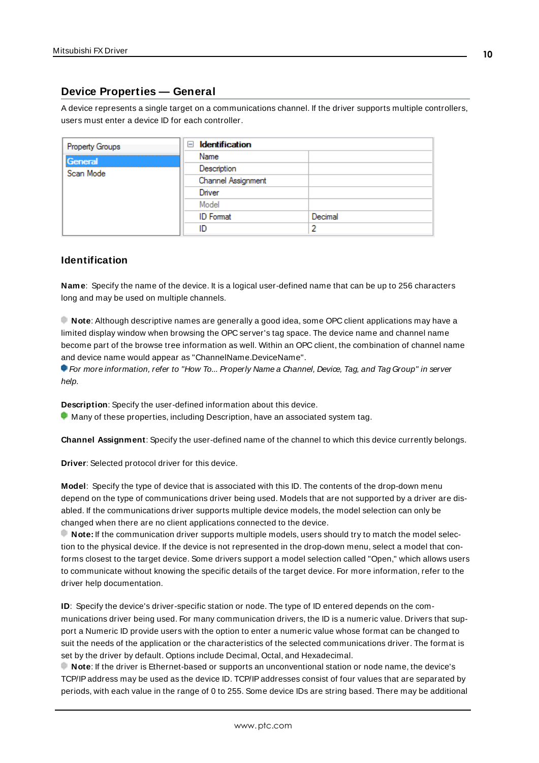## Device Properties — General

A device represents a single target on a communications channel. If the driver supports multiple controllers, users must enter a device ID for each controller.

| Property Groups | Identification | |
|---|---|---|
| General | Name | |
| Scan Mode | Description | |
| | Channel Assignment | |
| | Driver | |
| | Model | |
| | ID Format | Decimal |
| | ID | 2 |

### Identification

**Name**: Specify the name of the device. It is a logical user-defined name that can be up to 256 characters long and may be used on multiple channels.

**Note**: Although descriptive names are generally a good idea, some OPC client applications may have a limited display window when browsing the OPC server's tag space. The device name and channel name become part of the browse tree information as well. Within an OPC client, the combination of channel name and device name would appear as "ChannelName.DeviceName".

*For more information, refer to "How To... Properly Name a Channel, Device, Tag, and Tag Group" in server help.*

**Description**: Specify the user-defined information about this device.

Many of these properties, including Description, have an associated system tag.

**Channel Assignment**: Specify the user-defined name of the channel to which this device currently belongs.

**Driver**: Selected protocol driver for this device.

**Model**: Specify the type of device that is associated with this ID. The contents of the drop-down menu depend on the type of communications driver being used. Models that are not supported by a driver are disabled. If the communications driver supports multiple device models, the model selection can only be changed when there are no client applications connected to the device.

**Note:** If the communication driver supports multiple models, users should try to match the model selection to the physical device. If the device is not represented in the drop-down menu, select a model that conforms closest to the target device. Some drivers support a model selection called "Open," which allows users to communicate without knowing the specific details of the target device. For more information, refer to the driver help documentation.

**ID**: Specify the device's driver-specific station or node. The type of ID entered depends on the communications driver being used. For many communication drivers, the ID is a numeric value. Drivers that support a Numeric ID provide users with the option to enter a numeric value whose format can be changed to suit the needs of the application or the characteristics of the selected communications driver. The format is set by the driver by default. Options include Decimal, Octal, and Hexadecimal.

**Note**: If the driver is Ethernet-based or supports an unconventional station or node name, the device's TCP/IP address may be used as the device ID. TCP/IP addresses consist of four values that are separated by periods, with each value in the range of 0 to 255. Some device IDs are string based. There may be additional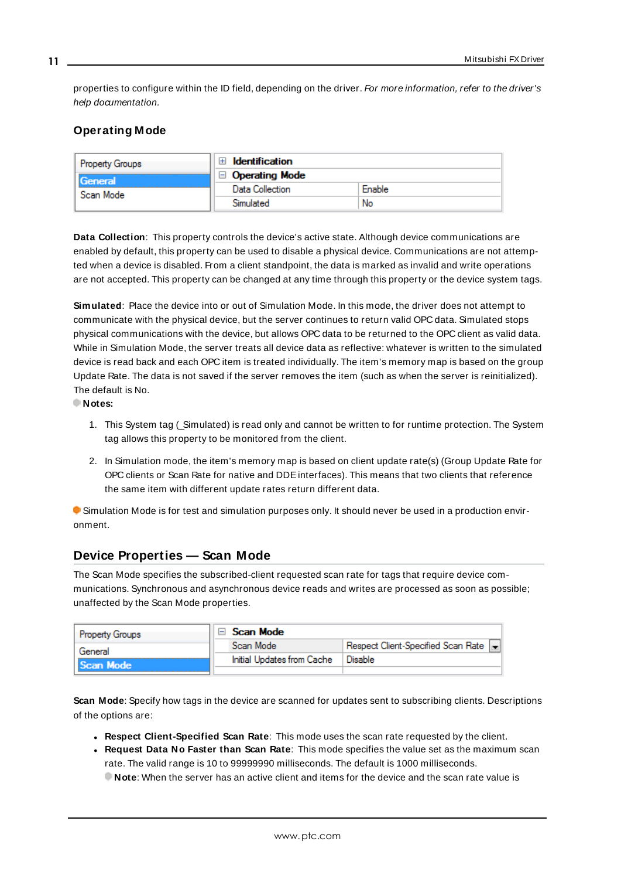properties to configure within the ID field, depending on the driver. *For more information, refer to the driver's help documentation.*

### Operating Mode

| Property Groups | |
|---|---|
| General | |
| Scan Mode | |

| Identification | |
|---|---|
| **Operating Mode** | |
| Data Collection | Enable |
| Simulated | No |

**Data Collection**: This property controls the device's active state. Although device communications are enabled by default, this property can be used to disable a physical device. Communications are not attempted when a device is disabled. From a client standpoint, the data is marked as invalid and write operations are not accepted. This property can be changed at any time through this property or the device system tags.

**Simulated**: Place the device into or out of Simulation Mode. In this mode, the driver does not attempt to communicate with the physical device, but the server continues to return valid OPC data. Simulated stops physical communications with the device, but allows OPC data to be returned to the OPC client as valid data. While in Simulation Mode, the server treats all device data as reflective: whatever is written to the simulated device is read back and each OPC item is treated individually. The item's memory map is based on the group Update Rate. The data is not saved if the server removes the item (such as when the server is reinitialized). The default is No.

**Notes:**

1. This System tag (_Simulated) is read only and cannot be written to for runtime protection. The System tag allows this property to be monitored from the client.

2. In Simulation mode, the item's memory map is based on client update rate(s) (Group Update Rate for OPC clients or Scan Rate for native and DDE interfaces). This means that two clients that reference the same item with different update rates return different data.

Simulation Mode is for test and simulation purposes only. It should never be used in a production environment.

## Device Properties — Scan Mode

The Scan Mode specifies the subscribed-client requested scan rate for tags that require device communications. Synchronous and asynchronous device reads and writes are processed as soon as possible; unaffected by the Scan Mode properties.

| Property Groups | |
|---|---|
| General | |
| Scan Mode | |

| Scan Mode | |
|---|---|
| Scan Mode | Respect Client-Specified Scan Rate |
| Initial Updates from Cache | Disable |

**Scan Mode**: Specify how tags in the device are scanned for updates sent to subscribing clients. Descriptions of the options are:

- **Respect Client-Specified Scan Rate**: This mode uses the scan rate requested by the client.
- **Request Data No Faster than Scan Rate**: This mode specifies the value set as the maximum scan rate. The valid range is 10 to 99999990 milliseconds. The default is 1000 milliseconds.
  **Note**: When the server has an active client and items for the device and the scan rate value is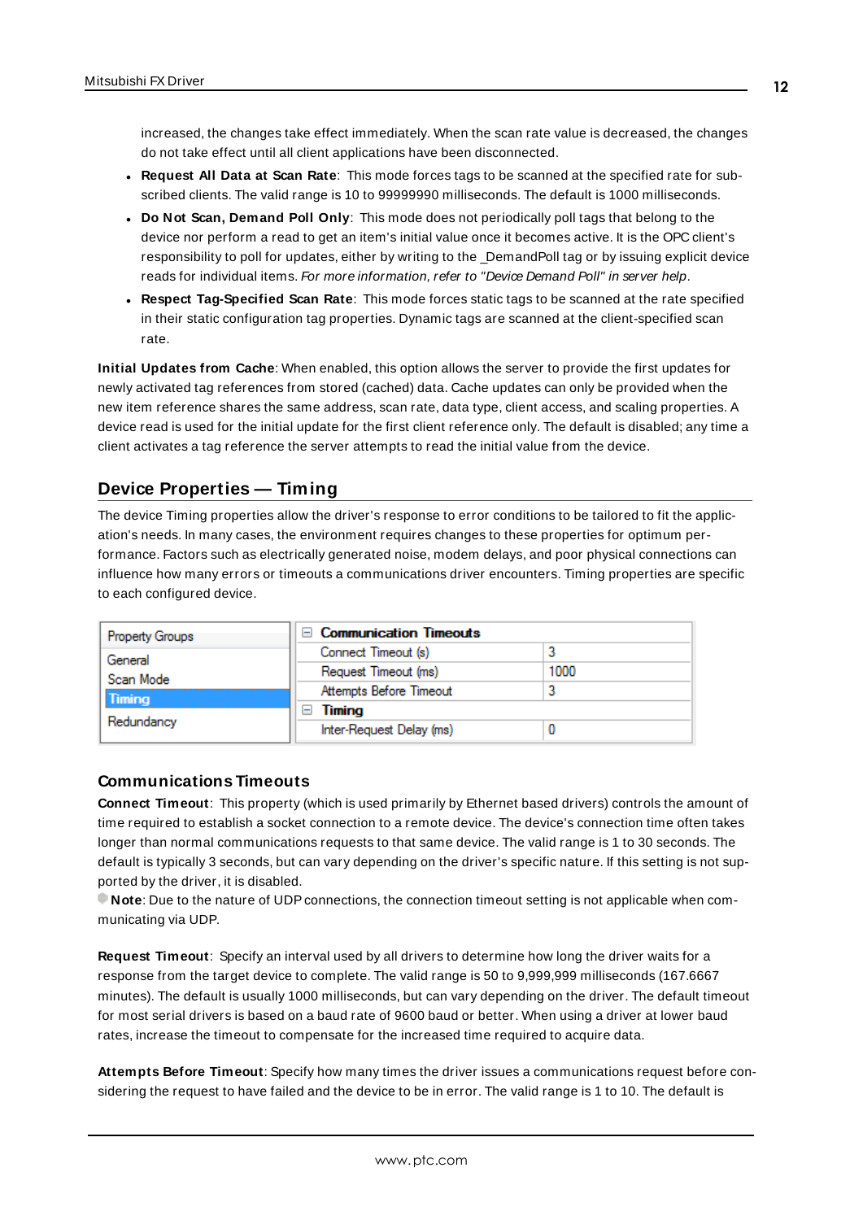increased, the changes take effect immediately. When the scan rate value is decreased, the changes do not take effect until all client applications have been disconnected.

- **Request All Data at Scan Rate**: This mode forces tags to be scanned at the specified rate for subscribed clients. The valid range is 10 to 99999990 milliseconds. The default is 1000 milliseconds.
- **Do Not Scan, Demand Poll Only**: This mode does not periodically poll tags that belong to the device nor perform a read to get an item's initial value once it becomes active. It is the OPC client's responsibility to poll for updates, either by writing to the _DemandPoll tag or by issuing explicit device reads for individual items. *For more information, refer to "Device Demand Poll" in server help*.
- **Respect Tag-Specified Scan Rate**: This mode forces static tags to be scanned at the rate specified in their static configuration tag properties. Dynamic tags are scanned at the client-specified scan rate.

**Initial Updates from Cache**: When enabled, this option allows the server to provide the first updates for newly activated tag references from stored (cached) data. Cache updates can only be provided when the new item reference shares the same address, scan rate, data type, client access, and scaling properties. A device read is used for the initial update for the first client reference only. The default is disabled; any time a client activates a tag reference the server attempts to read the initial value from the device.

## Device Properties — Timing

The device Timing properties allow the driver's response to error conditions to be tailored to fit the application's needs. In many cases, the environment requires changes to these properties for optimum performance. Factors such as electrically generated noise, modem delays, and poor physical connections can influence how many errors or timeouts a communications driver encounters. Timing properties are specific to each configured device.

| Property Groups | Communication Timeouts | |
|---|---|---|
| General | Connect Timeout (s) | 3 |
| Scan Mode | Request Timeout (ms) | 1000 |
| **Timing** | Attempts Before Timeout | 3 |
| Redundancy | **Timing** | |
| | Inter-Request Delay (ms) | 0 |

### Communications Timeouts

**Connect Timeout**: This property (which is used primarily by Ethernet based drivers) controls the amount of time required to establish a socket connection to a remote device. The device's connection time often takes longer than normal communications requests to that same device. The valid range is 1 to 30 seconds. The default is typically 3 seconds, but can vary depending on the driver's specific nature. If this setting is not supported by the driver, it is disabled.

**Note**: Due to the nature of UDP connections, the connection timeout setting is not applicable when communicating via UDP.

**Request Timeout**: Specify an interval used by all drivers to determine how long the driver waits for a response from the target device to complete. The valid range is 50 to 9,999,999 milliseconds (167.6667 minutes). The default is usually 1000 milliseconds, but can vary depending on the driver. The default timeout for most serial drivers is based on a baud rate of 9600 baud or better. When using a driver at lower baud rates, increase the timeout to compensate for the increased time required to acquire data.

**Attempts Before Timeout**: Specify how many times the driver issues a communications request before considering the request to have failed and the device to be in error. The valid range is 1 to 10. The default is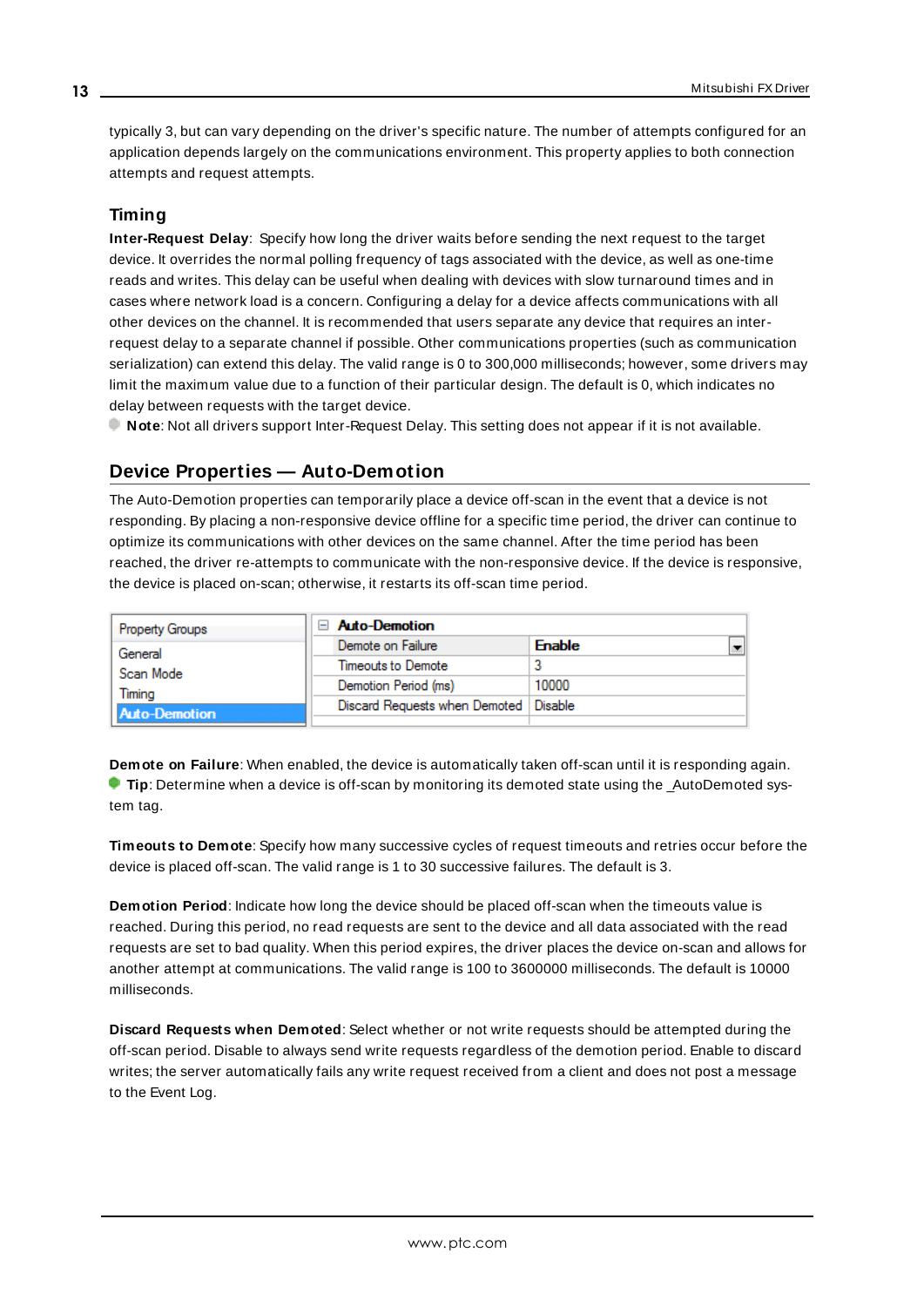typically 3, but can vary depending on the driver's specific nature. The number of attempts configured for an application depends largely on the communications environment. This property applies to both connection attempts and request attempts.

### Timing

**Inter-Request Delay**: Specify how long the driver waits before sending the next request to the target device. It overrides the normal polling frequency of tags associated with the device, as well as one-time reads and writes. This delay can be useful when dealing with devices with slow turnaround times and in cases where network load is a concern. Configuring a delay for a device affects communications with all other devices on the channel. It is recommended that users separate any device that requires an inter-request delay to a separate channel if possible. Other communications properties (such as communication serialization) can extend this delay. The valid range is 0 to 300,000 milliseconds; however, some drivers may limit the maximum value due to a function of their particular design. The default is 0, which indicates no delay between requests with the target device.

**Note**: Not all drivers support Inter-Request Delay. This setting does not appear if it is not available.

## Device Properties — Auto-Demotion

The Auto-Demotion properties can temporarily place a device off-scan in the event that a device is not responding. By placing a non-responsive device offline for a specific time period, the driver can continue to optimize its communications with other devices on the same channel. After the time period has been reached, the driver re-attempts to communicate with the non-responsive device. If the device is responsive, the device is placed on-scan; otherwise, it restarts its off-scan time period.

| Property Groups | Auto-Demotion | |
|---|---|---|
| General | Demote on Failure | Enable |
| Scan Mode | Timeouts to Demote | 3 |
| Timing | Demotion Period (ms) | 10000 |
| Auto-Demotion | Discard Requests when Demoted | Disable |

**Demote on Failure**: When enabled, the device is automatically taken off-scan until it is responding again.

**Tip**: Determine when a device is off-scan by monitoring its demoted state using the _AutoDemoted system tag.

**Timeouts to Demote**: Specify how many successive cycles of request timeouts and retries occur before the device is placed off-scan. The valid range is 1 to 30 successive failures. The default is 3.

**Demotion Period**: Indicate how long the device should be placed off-scan when the timeouts value is reached. During this period, no read requests are sent to the device and all data associated with the read requests are set to bad quality. When this period expires, the driver places the device on-scan and allows for another attempt at communications. The valid range is 100 to 3600000 milliseconds. The default is 10000 milliseconds.

**Discard Requests when Demoted**: Select whether or not write requests should be attempted during the off-scan period. Disable to always send write requests regardless of the demotion period. Enable to discard writes; the server automatically fails any write request received from a client and does not post a message to the Event Log.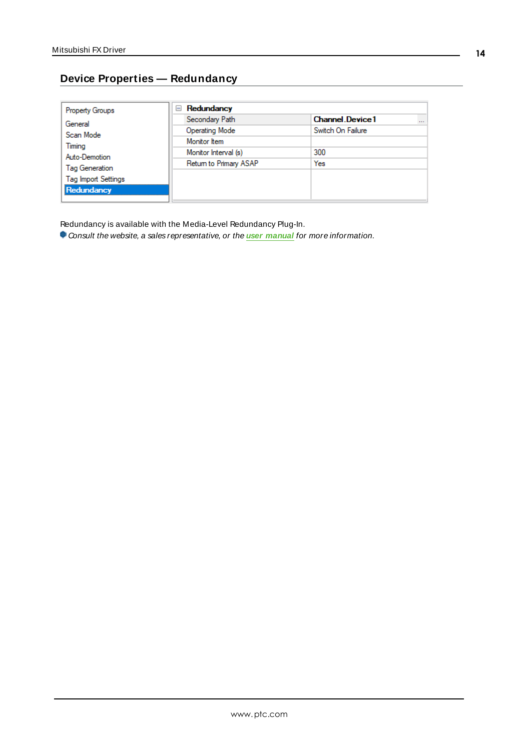## Device Properties — Redundancy

| Property Groups | Redundancy | |
|---|---|---|
| General | Secondary Path | Channel.Device1 |
| Scan Mode | Operating Mode | Switch On Failure |
| Timing | Monitor Item | |
| Auto-Demotion | Monitor Interval (s) | 300 |
| Tag Generation | Return to Primary ASAP | Yes |
| Tag Import Settings | | |
| Redundancy | | |

Redundancy is available with the Media-Level Redundancy Plug-In.

*Consult the website, a sales representative, or the* ***user manual*** *for more information.*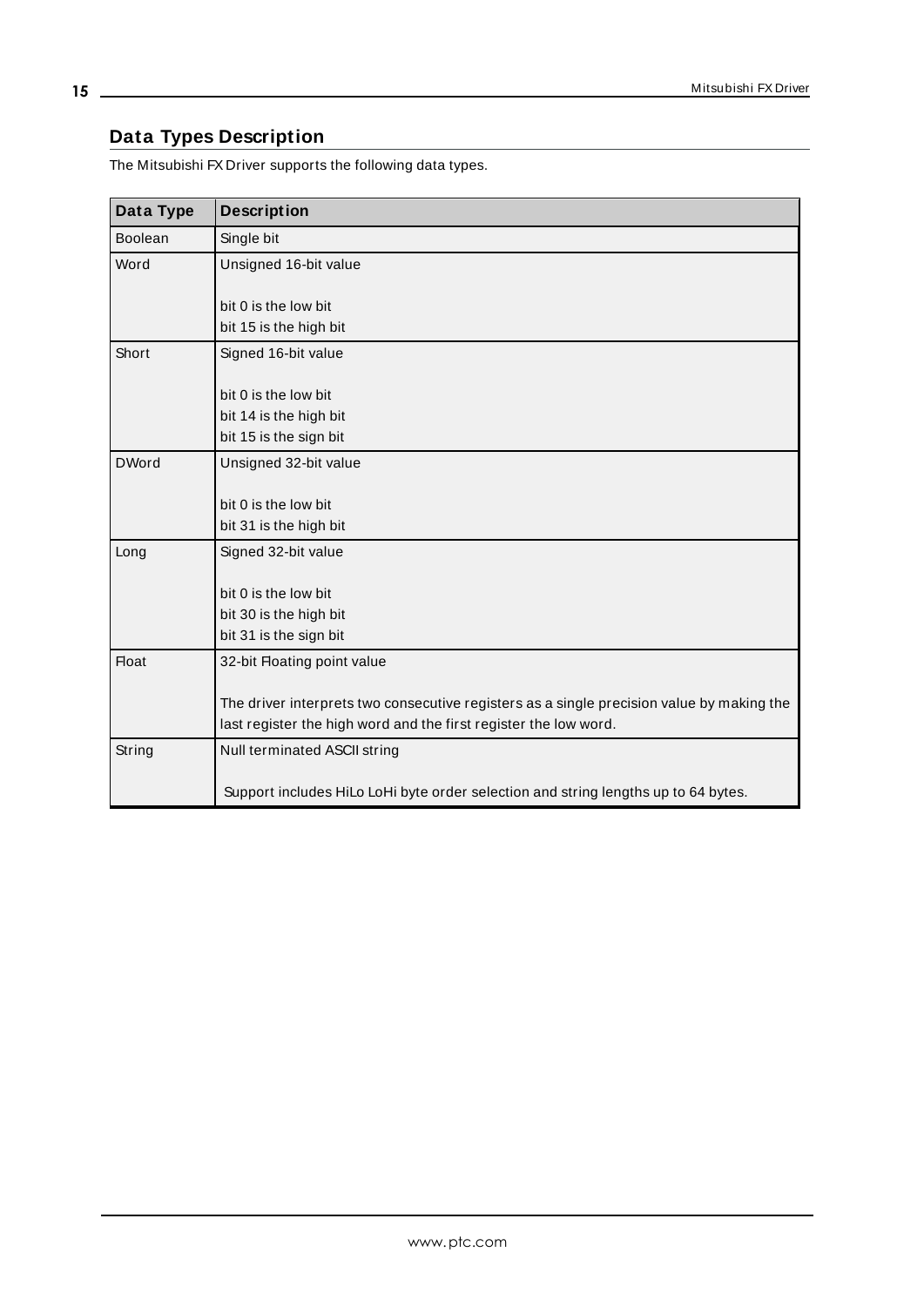## Data Types Description

The Mitsubishi FX Driver supports the following data types.

| Data Type | Description |
|---|---|
| Boolean | Single bit |
| Word | Unsigned 16-bit value<br><br>bit 0 is the low bit<br>bit 15 is the high bit |
| Short | Signed 16-bit value<br><br>bit 0 is the low bit<br>bit 14 is the high bit<br>bit 15 is the sign bit |
| DWord | Unsigned 32-bit value<br><br>bit 0 is the low bit<br>bit 31 is the high bit |
| Long | Signed 32-bit value<br><br>bit 0 is the low bit<br>bit 30 is the high bit<br>bit 31 is the sign bit |
| Float | 32-bit Floating point value<br><br>The driver interprets two consecutive registers as a single precision value by making the last register the high word and the first register the low word. |
| String | Null terminated ASCII string<br><br>Support includes HiLo LoHi byte order selection and string lengths up to 64 bytes. |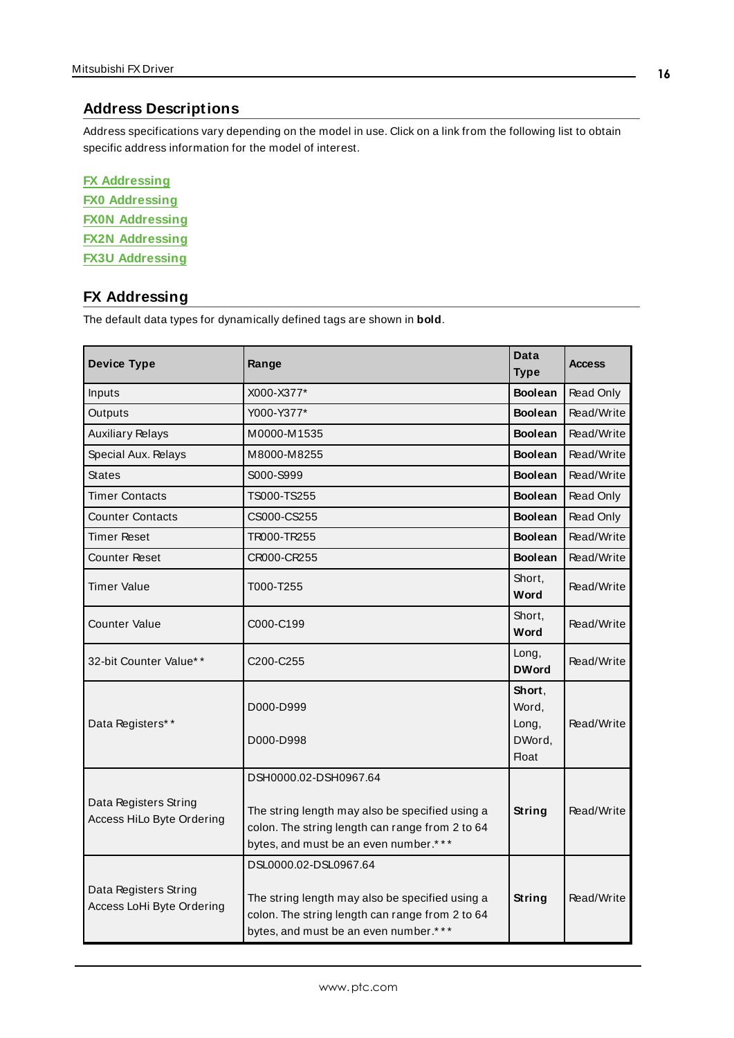## Address Descriptions

Address specifications vary depending on the model in use. Click on a link from the following list to obtain specific address information for the model of interest.

**FX Addressing**
**FX0 Addressing**
**FX0N Addressing**
**FX2N Addressing**
**FX3U Addressing**

## FX Addressing

The default data types for dynamically defined tags are shown in **bold**.

| Device Type | Range | Data Type | Access |
|---|---|---|---|
| Inputs | X000-X377* | **Boolean** | Read Only |
| Outputs | Y000-Y377* | **Boolean** | Read/Write |
| Auxiliary Relays | M0000-M1535 | **Boolean** | Read/Write |
| Special Aux. Relays | M8000-M8255 | **Boolean** | Read/Write |
| States | S000-S999 | **Boolean** | Read/Write |
| Timer Contacts | TS000-TS255 | **Boolean** | Read Only |
| Counter Contacts | CS000-CS255 | **Boolean** | Read Only |
| Timer Reset | TR000-TR255 | **Boolean** | Read/Write |
| Counter Reset | CR000-CR255 | **Boolean** | Read/Write |
| Timer Value | T000-T255 | Short, **Word** | Read/Write |
| Counter Value | C000-C199 | Short, **Word** | Read/Write |
| 32-bit Counter Value** | C200-C255 | Long, **DWord** | Read/Write |
| Data Registers** | D000-D999<br><br>D000-D998 | **Short**, Word, Long, DWord, Float | Read/Write |
| Data Registers String Access HiLo Byte Ordering | DSH0000.02-DSH0967.64<br><br>The string length may also be specified using a colon. The string length can range from 2 to 64 bytes, and must be an even number.*** | **String** | Read/Write |
| Data Registers String Access LoHi Byte Ordering | DSL0000.02-DSL0967.64<br><br>The string length may also be specified using a colon. The string length can range from 2 to 64 bytes, and must be an even number.*** | **String** | Read/Write |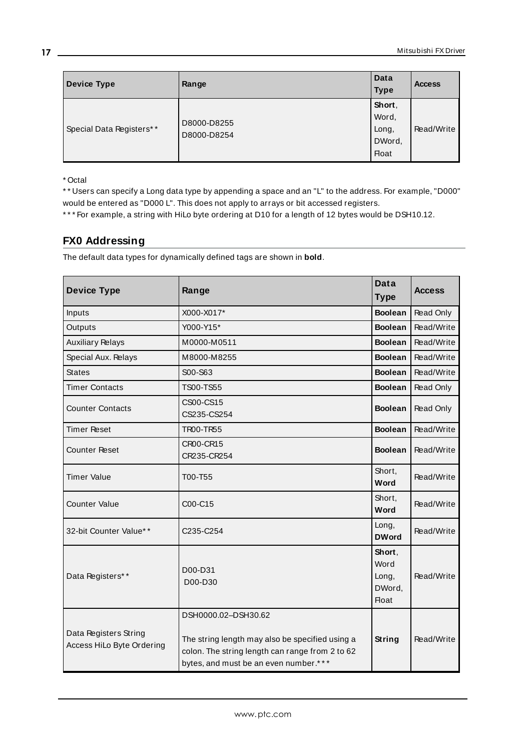| Device Type | Range | Data Type | Access |
| --- | --- | --- | --- |
| Special Data Registers** | D8000-D8255<br>D8000-D8254 | **Short**,<br>Word,<br>Long,<br>DWord,<br>Float | Read/Write |

* Octal

** Users can specify a Long data type by appending a space and an "L" to the address. For example, "D000" would be entered as "D000 L". This does not apply to arrays or bit accessed registers.

*** For example, a string with HiLo byte ordering at D10 for a length of 12 bytes would be DSH10.12.

## FX0 Addressing

The default data types for dynamically defined tags are shown in **bold**.

| Device Type | Range | Data Type | Access |
| --- | --- | --- | --- |
| Inputs | X000-X017* | **Boolean** | Read Only |
| Outputs | Y000-Y15* | **Boolean** | Read/Write |
| Auxiliary Relays | M0000-M0511 | **Boolean** | Read/Write |
| Special Aux. Relays | M8000-M8255 | **Boolean** | Read/Write |
| States | S00-S63 | **Boolean** | Read/Write |
| Timer Contacts | TS00-TS55 | **Boolean** | Read Only |
| Counter Contacts | CS00-CS15<br>CS235-CS254 | **Boolean** | Read Only |
| Timer Reset | TR00-TR55 | **Boolean** | Read/Write |
| Counter Reset | CR00-CR15<br>CR235-CR254 | **Boolean** | Read/Write |
| Timer Value | T00-T55 | Short,<br>**Word** | Read/Write |
| Counter Value | C00-C15 | Short,<br>**Word** | Read/Write |
| 32-bit Counter Value** | C235-C254 | Long,<br>**DWord** | Read/Write |
| Data Registers** | D00-D31<br>D00-D30 | **Short**,<br>Word<br>Long,<br>DWord,<br>Float | Read/Write |
| Data Registers String Access HiLo Byte Ordering | DSH0000.02–DSH30.62<br><br>The string length may also be specified using a colon. The string length can range from 2 to 62 bytes, and must be an even number.*** | **String** | Read/Write |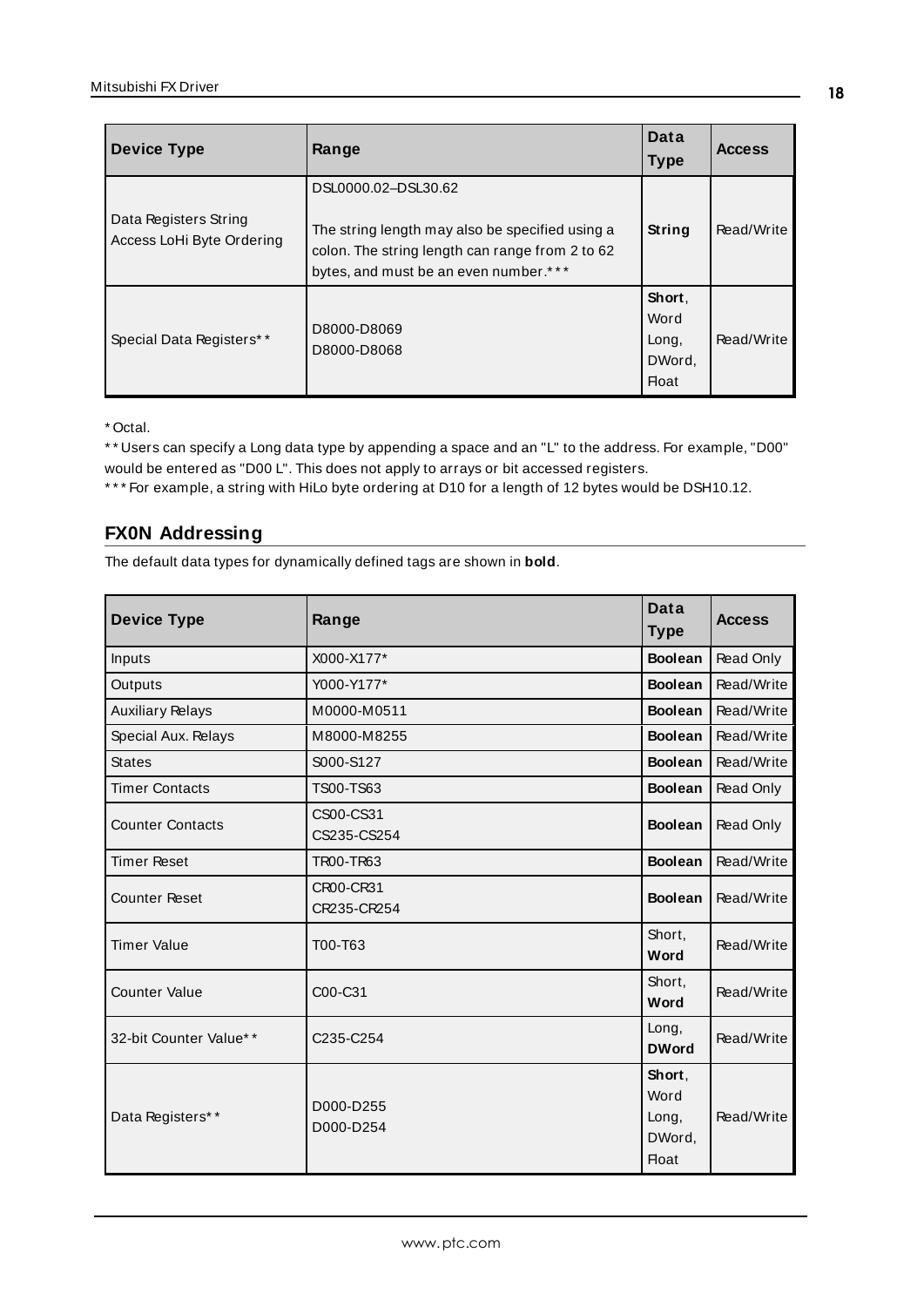| Device Type | Range | Data Type | Access |
| --- | --- | --- | --- |
| Data Registers String Access LoHi Byte Ordering | DSL0000.02–DSL30.62<br><br>The string length may also be specified using a colon. The string length can range from 2 to 62 bytes, and must be an even number.*** | **String** | Read/Write |
| Special Data Registers** | D8000-D8069<br>D8000-D8068 | **Short**, Word<br>Long, DWord, Float | Read/Write |

* Octal.

** Users can specify a Long data type by appending a space and an "L" to the address. For example, "D00" would be entered as "D00 L". This does not apply to arrays or bit accessed registers.

*** For example, a string with HiLo byte ordering at D10 for a length of 12 bytes would be DSH10.12.

## FX0N Addressing

The default data types for dynamically defined tags are shown in **bold**.

| Device Type | Range | Data Type | Access |
| --- | --- | --- | --- |
| Inputs | X000-X177* | **Boolean** | Read Only |
| Outputs | Y000-Y177* | **Boolean** | Read/Write |
| Auxiliary Relays | M0000-M0511 | **Boolean** | Read/Write |
| Special Aux. Relays | M8000-M8255 | **Boolean** | Read/Write |
| States | S000-S127 | **Boolean** | Read/Write |
| Timer Contacts | TS00-TS63 | **Boolean** | Read Only |
| Counter Contacts | CS00-CS31<br>CS235-CS254 | **Boolean** | Read Only |
| Timer Reset | TR00-TR63 | **Boolean** | Read/Write |
| Counter Reset | CR00-CR31<br>CR235-CR254 | **Boolean** | Read/Write |
| Timer Value | T00-T63 | Short, **Word** | Read/Write |
| Counter Value | C00-C31 | Short, **Word** | Read/Write |
| 32-bit Counter Value** | C235-C254 | Long, **DWord** | Read/Write |
| Data Registers** | D000-D255<br>D000-D254 | **Short**, Word<br>Long, DWord, Float | Read/Write |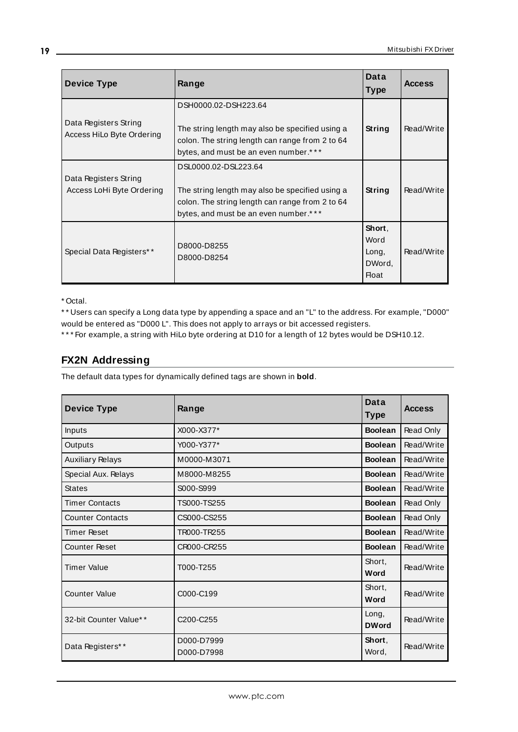| Device Type | Range | Data Type | Access |
| --- | --- | --- | --- |
| Data Registers String Access HiLo Byte Ordering | DSH0000.02-DSH223.64<br><br>The string length may also be specified using a colon. The string length can range from 2 to 64 bytes, and must be an even number.*** | **String** | Read/Write |
| Data Registers String Access LoHi Byte Ordering | DSL0000.02-DSL223.64<br><br>The string length may also be specified using a colon. The string length can range from 2 to 64 bytes, and must be an even number.*** | **String** | Read/Write |
| Special Data Registers** | D8000-D8255<br>D8000-D8254 | **Short**, Word<br>Long, DWord, Float | Read/Write |

* Octal.

** Users can specify a Long data type by appending a space and an "L" to the address. For example, "D000" would be entered as "D000 L". This does not apply to arrays or bit accessed registers.

*** For example, a string with HiLo byte ordering at D10 for a length of 12 bytes would be DSH10.12.

## FX2N Addressing

The default data types for dynamically defined tags are shown in **bold**.

| Device Type | Range | Data Type | Access |
| --- | --- | --- | --- |
| Inputs | X000-X377* | **Boolean** | Read Only |
| Outputs | Y000-Y377* | **Boolean** | Read/Write |
| Auxiliary Relays | M0000-M3071 | **Boolean** | Read/Write |
| Special Aux. Relays | M8000-M8255 | **Boolean** | Read/Write |
| States | S000-S999 | **Boolean** | Read/Write |
| Timer Contacts | TS000-TS255 | **Boolean** | Read Only |
| Counter Contacts | CS000-CS255 | **Boolean** | Read Only |
| Timer Reset | TR000-TR255 | **Boolean** | Read/Write |
| Counter Reset | CR000-CR255 | **Boolean** | Read/Write |
| Timer Value | T000-T255 | Short, **Word** | Read/Write |
| Counter Value | C000-C199 | Short, **Word** | Read/Write |
| 32-bit Counter Value** | C200-C255 | Long, **DWord** | Read/Write |
| Data Registers** | D000-D7999<br>D000-D7998 | **Short**, Word, | Read/Write |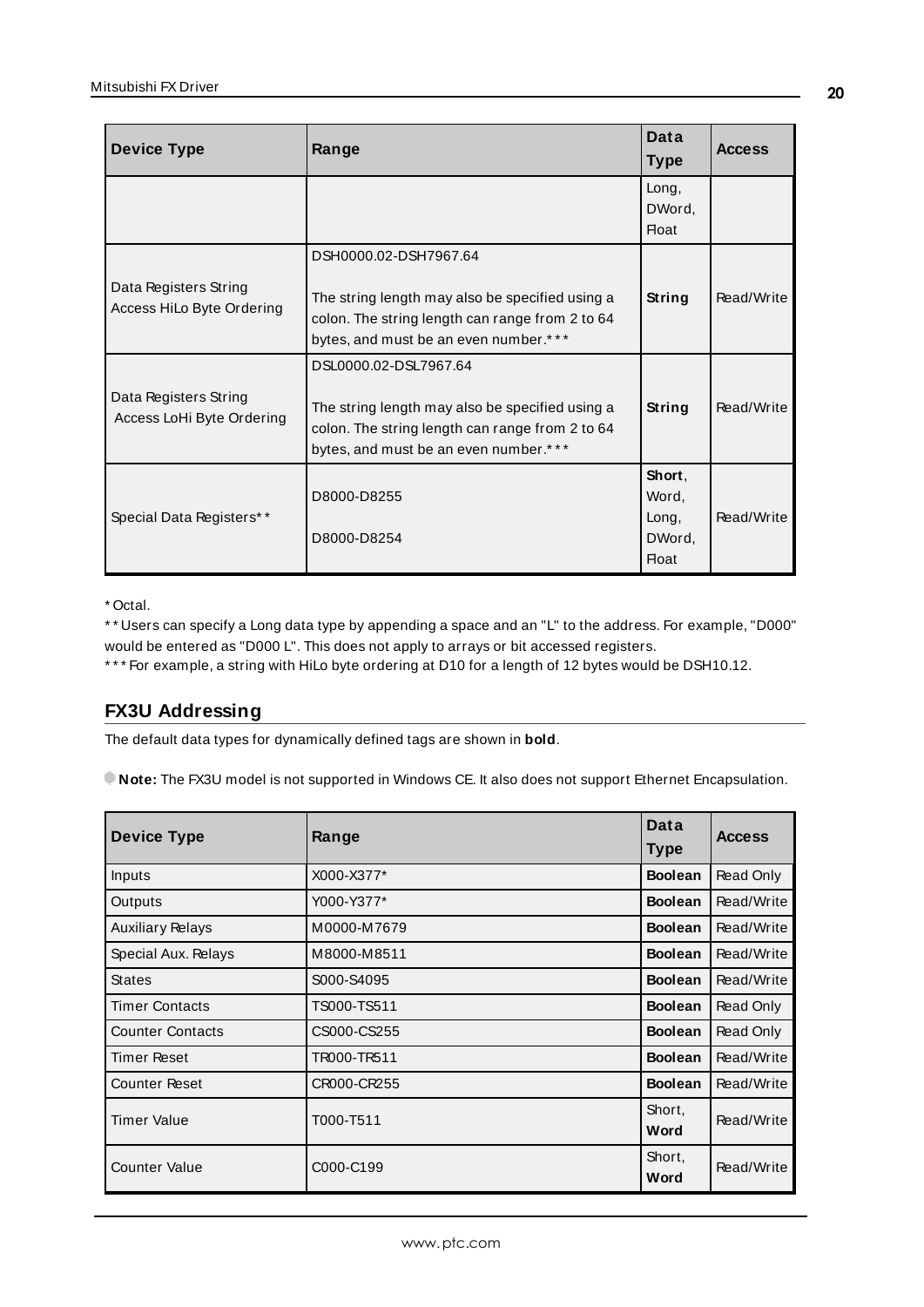| Device Type | Range | Data Type | Access |
|---|---|---|---|
| | | Long, DWord, Float | |
| Data Registers String Access HiLo Byte Ordering | DSH0000.02-DSH7967.64<br><br>The string length may also be specified using a colon. The string length can range from 2 to 64 bytes, and must be an even number.*** | **String** | Read/Write |
| Data Registers String Access LoHi Byte Ordering | DSL0000.02-DSL7967.64<br><br>The string length may also be specified using a colon. The string length can range from 2 to 64 bytes, and must be an even number.*** | **String** | Read/Write |
| Special Data Registers** | D8000-D8255<br><br>D8000-D8254 | **Short**, Word, Long, DWord, Float | Read/Write |

* Octal.
** Users can specify a Long data type by appending a space and an "L" to the address. For example, "D000" would be entered as "D000 L". This does not apply to arrays or bit accessed registers.
*** For example, a string with HiLo byte ordering at D10 for a length of 12 bytes would be DSH10.12.

## FX3U Addressing

The default data types for dynamically defined tags are shown in **bold**.

**Note:** The FX3U model is not supported in Windows CE. It also does not support Ethernet Encapsulation.

| Device Type | Range | Data Type | Access |
|---|---|---|---|
| Inputs | X000-X377* | **Boolean** | Read Only |
| Outputs | Y000-Y377* | **Boolean** | Read/Write |
| Auxiliary Relays | M0000-M7679 | **Boolean** | Read/Write |
| Special Aux. Relays | M8000-M8511 | **Boolean** | Read/Write |
| States | S000-S4095 | **Boolean** | Read/Write |
| Timer Contacts | TS000-TS511 | **Boolean** | Read Only |
| Counter Contacts | CS000-CS255 | **Boolean** | Read Only |
| Timer Reset | TR000-TR511 | **Boolean** | Read/Write |
| Counter Reset | CR000-CR255 | **Boolean** | Read/Write |
| Timer Value | T000-T511 | Short, **Word** | Read/Write |
| Counter Value | C000-C199 | Short, **Word** | Read/Write |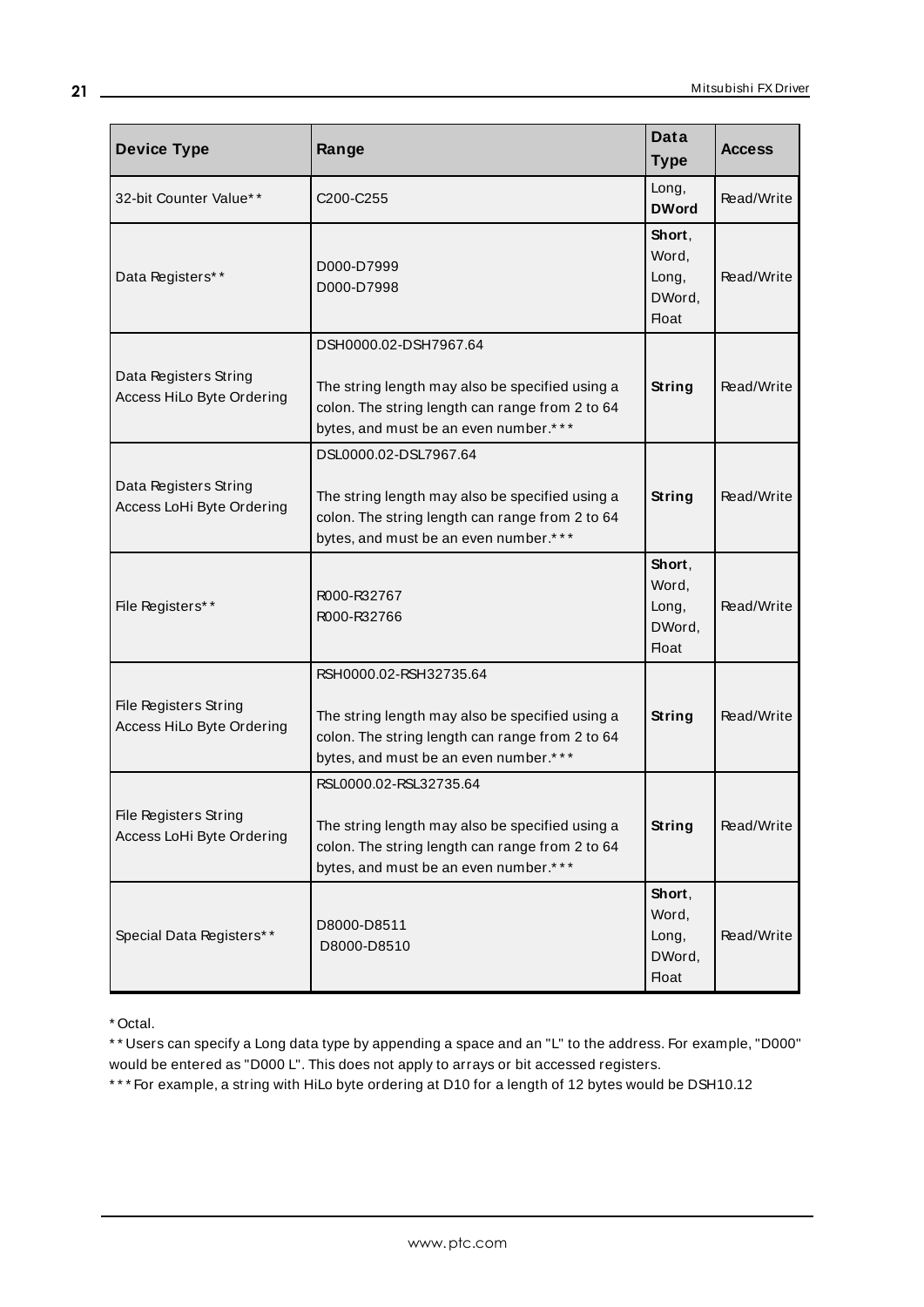| Device Type | Range | Data Type | Access |
|---|---|---|---|
| 32-bit Counter Value** | C200-C255 | Long, **DWord** | Read/Write |
| Data Registers** | D000-D7999<br>D000-D7998 | **Short**, Word, Long, DWord, Float | Read/Write |
| Data Registers String Access HiLo Byte Ordering | DSH0000.02-DSH7967.64<br><br>The string length may also be specified using a colon. The string length can range from 2 to 64 bytes, and must be an even number.*** | **String** | Read/Write |
| Data Registers String Access LoHi Byte Ordering | DSL0000.02-DSL7967.64<br><br>The string length may also be specified using a colon. The string length can range from 2 to 64 bytes, and must be an even number.*** | **String** | Read/Write |
| File Registers** | R000-R32767<br>R000-R32766 | **Short**, Word, Long, DWord, Float | Read/Write |
| File Registers String Access HiLo Byte Ordering | RSH0000.02-RSH32735.64<br><br>The string length may also be specified using a colon. The string length can range from 2 to 64 bytes, and must be an even number.*** | **String** | Read/Write |
| File Registers String Access LoHi Byte Ordering | RSL0000.02-RSL32735.64<br><br>The string length may also be specified using a colon. The string length can range from 2 to 64 bytes, and must be an even number.*** | **String** | Read/Write |
| Special Data Registers** | D8000-D8511<br>D8000-D8510 | **Short**, Word, Long, DWord, Float | Read/Write |

* Octal.

** Users can specify a Long data type by appending a space and an "L" to the address. For example, "D000" would be entered as "D000 L". This does not apply to arrays or bit accessed registers.

*** For example, a string with HiLo byte ordering at D10 for a length of 12 bytes would be DSH10.12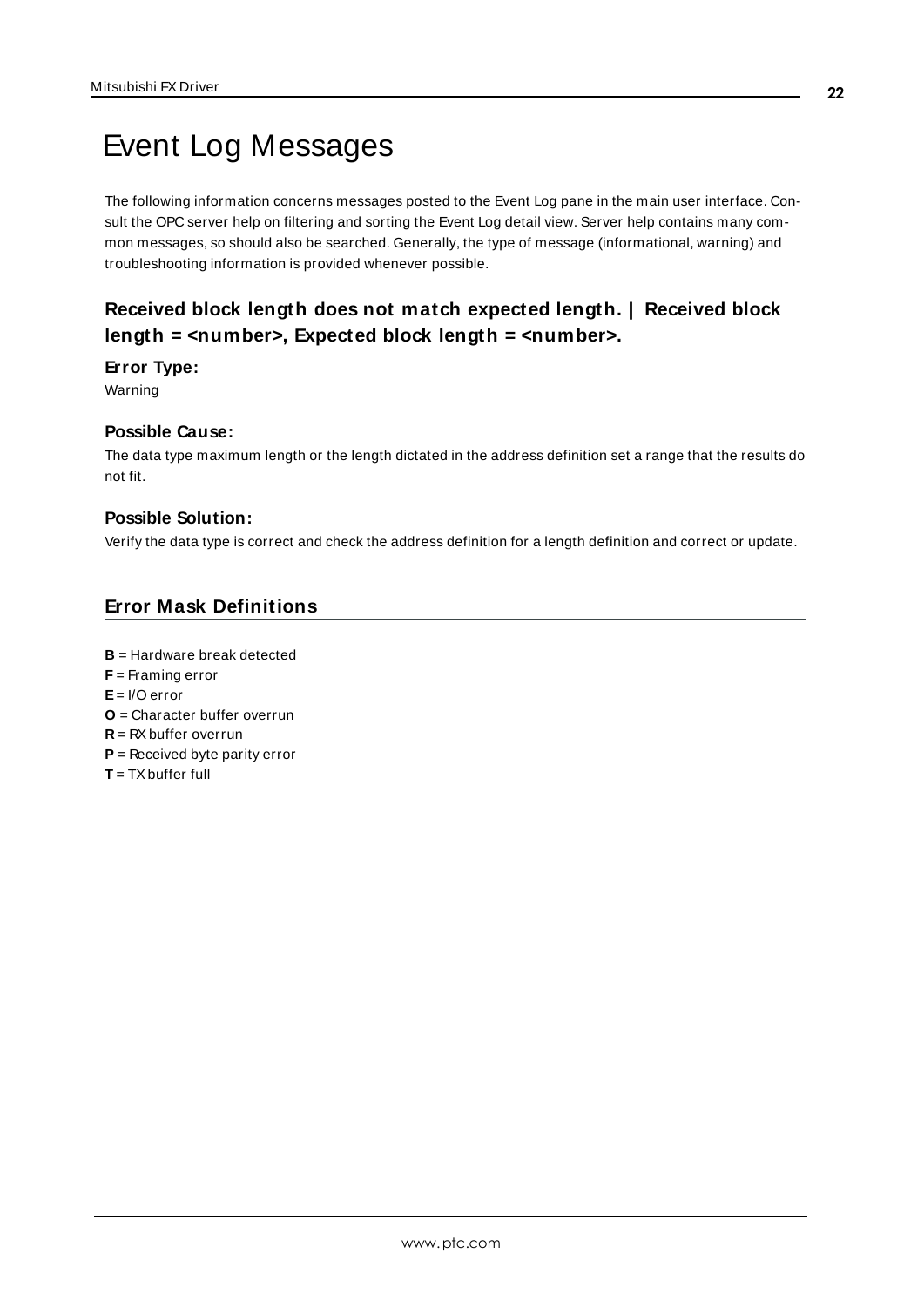# Event Log Messages

The following information concerns messages posted to the Event Log pane in the main user interface. Consult the OPC server help on filtering and sorting the Event Log detail view. Server help contains many common messages, so should also be searched. Generally, the type of message (informational, warning) and troubleshooting information is provided whenever possible.

## Received block length does not match expected length. | Received block length = <number>, Expected block length = <number>.

**Error Type:**

Warning

**Possible Cause:**

The data type maximum length or the length dictated in the address definition set a range that the results do not fit.

**Possible Solution:**

Verify the data type is correct and check the address definition for a length definition and correct or update.

## Error Mask Definitions

**B** = Hardware break detected
**F** = Framing error
**E** = I/O error
**O** = Character buffer overrun
**R** = RX buffer overrun
**P** = Received byte parity error
**T** = TX buffer full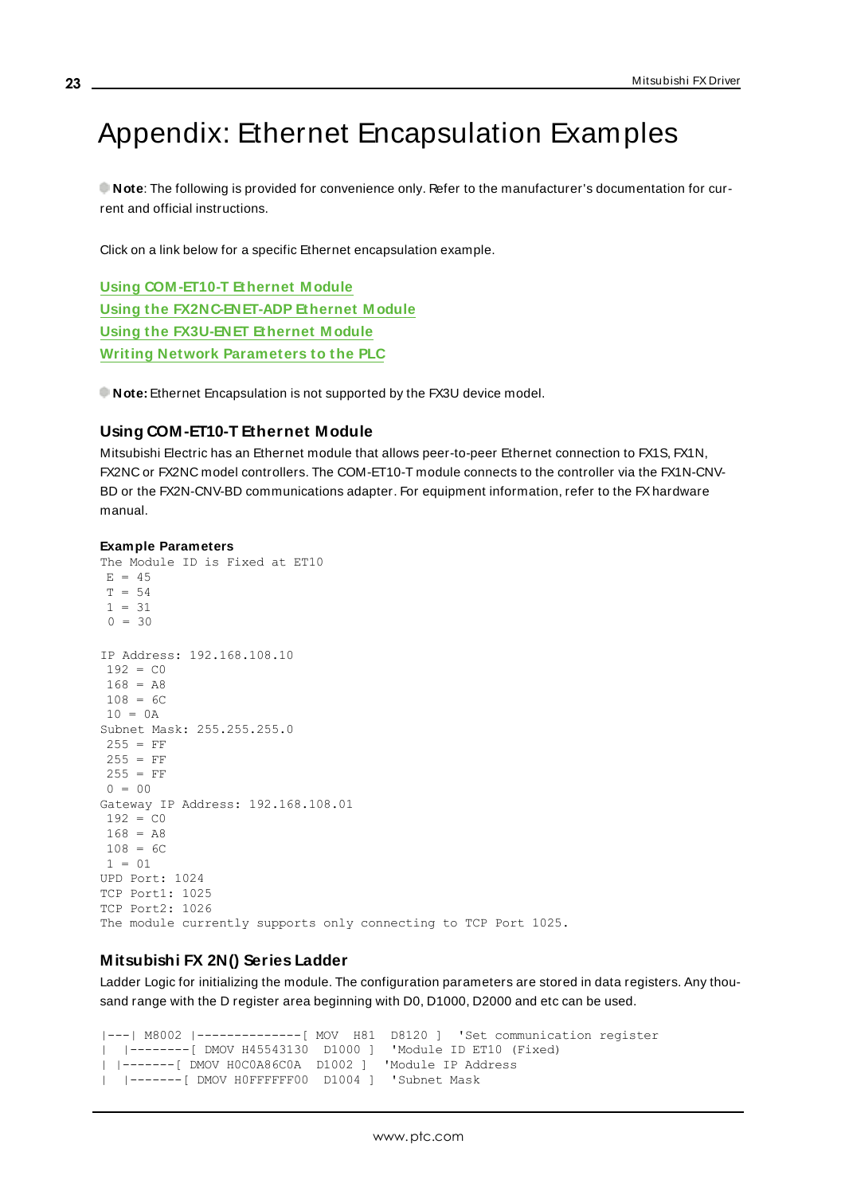# Appendix: Ethernet Encapsulation Examples

**Note**: The following is provided for convenience only. Refer to the manufacturer's documentation for current and official instructions.

Click on a link below for a specific Ethernet encapsulation example.

[Using COM-ET10-T Ethernet Module](#)
[Using the FX2NC-ENET-ADP Ethernet Module](#)
[Using the FX3U-ENET Ethernet Module](#)
[Writing Network Parameters to the PLC](#)

**Note:** Ethernet Encapsulation is not supported by the FX3U device model.

### Using COM-ET10-T Ethernet Module

Mitsubishi Electric has an Ethernet module that allows peer-to-peer Ethernet connection to FX1S, FX1N, FX2NC or FX2NC model controllers. The COM-ET10-T module connects to the controller via the FX1N-CNV-BD or the FX2N-CNV-BD communications adapter. For equipment information, refer to the FX hardware manual.

**Example Parameters**

```
The Module ID is Fixed at ET10
 E = 45
 T = 54
 1 = 31
 0 = 30

IP Address: 192.168.108.10
 192 = C0
 168 = A8
 108 = 6C
 10 = 0A
Subnet Mask: 255.255.255.0
 255 = FF
 255 = FF
 255 = FF
 0 = 00
Gateway IP Address: 192.168.108.01
 192 = C0
 168 = A8
 108 = 6C
 1 = 01
UPD Port: 1024
TCP Port1: 1025
TCP Port2: 1026
The module currently supports only connecting to TCP Port 1025.
```

### Mitsubishi FX 2N() Series Ladder

Ladder Logic for initializing the module. The configuration parameters are stored in data registers. Any thousand range with the D register area beginning with D0, D1000, D2000 and etc can be used.

```
|---| M8002 |--------------[ MOV  H81  D8120 ]  'Set communication register
|  |--------[ DMOV H45543130  D1000 ]  'Module ID ET10 (Fixed)
| |-------[ DMOV H0C0A86C0A  D1002 ]  'Module IP Address
|  |-------[ DMOV H0FFFFFF00  D1004 ]  'Subnet Mask
```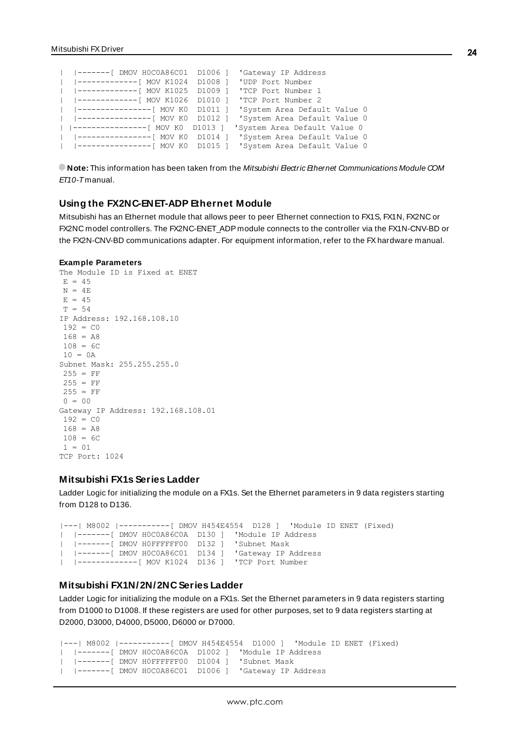```
|  |-------[ DMOV H0C0A86C01  D1006 ]  'Gateway IP Address
|  |-------------[ MOV K1024  D1008 ]  'UDP Port Number
|  |-------------[ MOV K1025  D1009 ]  'TCP Port Number 1
|  |-------------[ MOV K1026  D1010 ]  'TCP Port Number 2
|  |----------------[ MOV K0  D1011 ]  'System Area Default Value 0
|  |----------------[ MOV K0  D1012 ]  'System Area Default Value 0
| |----------------[ MOV K0  D1013 ]  'System Area Default Value 0
|  |----------------[ MOV K0  D1014 ]  'System Area Default Value 0
|  |----------------[ MOV K0  D1015 ]  'System Area Default Value 0
```

**Note:** This information has been taken from the *Mitsubishi Electric Ethernet Communications Module COM ET10-T* manual.

### Using the FX2NC-ENET-ADP Ethernet Module

Mitsubishi has an Ethernet module that allows peer to peer Ethernet connection to FX1S, FX1N, FX2NC or FX2NC model controllers. The FX2NC-ENET_ADP module connects to the controller via the FX1N-CNV-BD or the FX2N-CNV-BD communications adapter. For equipment information, refer to the FX hardware manual.

**Example Parameters**

```
The Module ID is Fixed at ENET
 E = 45
 N = 4E
 E = 45
 T = 54
IP Address: 192.168.108.10
 192 = C0
 168 = A8
 108 = 6C
 10 = 0A
Subnet Mask: 255.255.255.0
 255 = FF
 255 = FF
 255 = FF
 0 = 00
Gateway IP Address: 192.168.108.01
 192 = C0
 168 = A8
 108 = 6C
 1 = 01
TCP Port: 1024
```

### Mitsubishi FX1s Series Ladder

Ladder Logic for initializing the module on a FX1s. Set the Ethernet parameters in 9 data registers starting from D128 to D136.

```
|---| M8002 |-----------[ DMOV H454E4554  D128 ]  'Module ID ENET (Fixed)
|  |-------[ DMOV H0C0A86C0A  D130 ]  'Module IP Address
|  |-------[ DMOV H0FFFFFF00  D132 ]  'Subnet Mask
|  |-------[ DMOV H0C0A86C01  D134 ]  'Gateway IP Address
|  |-------------[ MOV K1024  D136 ]  'TCP Port Number
```

### Mitsubishi FX1N/2N/2NC Series Ladder

Ladder Logic for initializing the module on a FX1s. Set the Ethernet parameters in 9 data registers starting from D1000 to D1008. If these registers are used for other purposes, set to 9 data registers starting at D2000, D3000, D4000, D5000, D6000 or D7000.

```
|---| M8002 |-----------[ DMOV H454E4554  D1000 ]  'Module ID ENET (Fixed)
|  |-------[ DMOV H0C0A86C0A  D1002 ]  'Module IP Address
|  |-------[ DMOV H0FFFFFF00  D1004 ]  'Subnet Mask
|  |-------[ DMOV H0C0A86C01  D1006 ]  'Gateway IP Address
```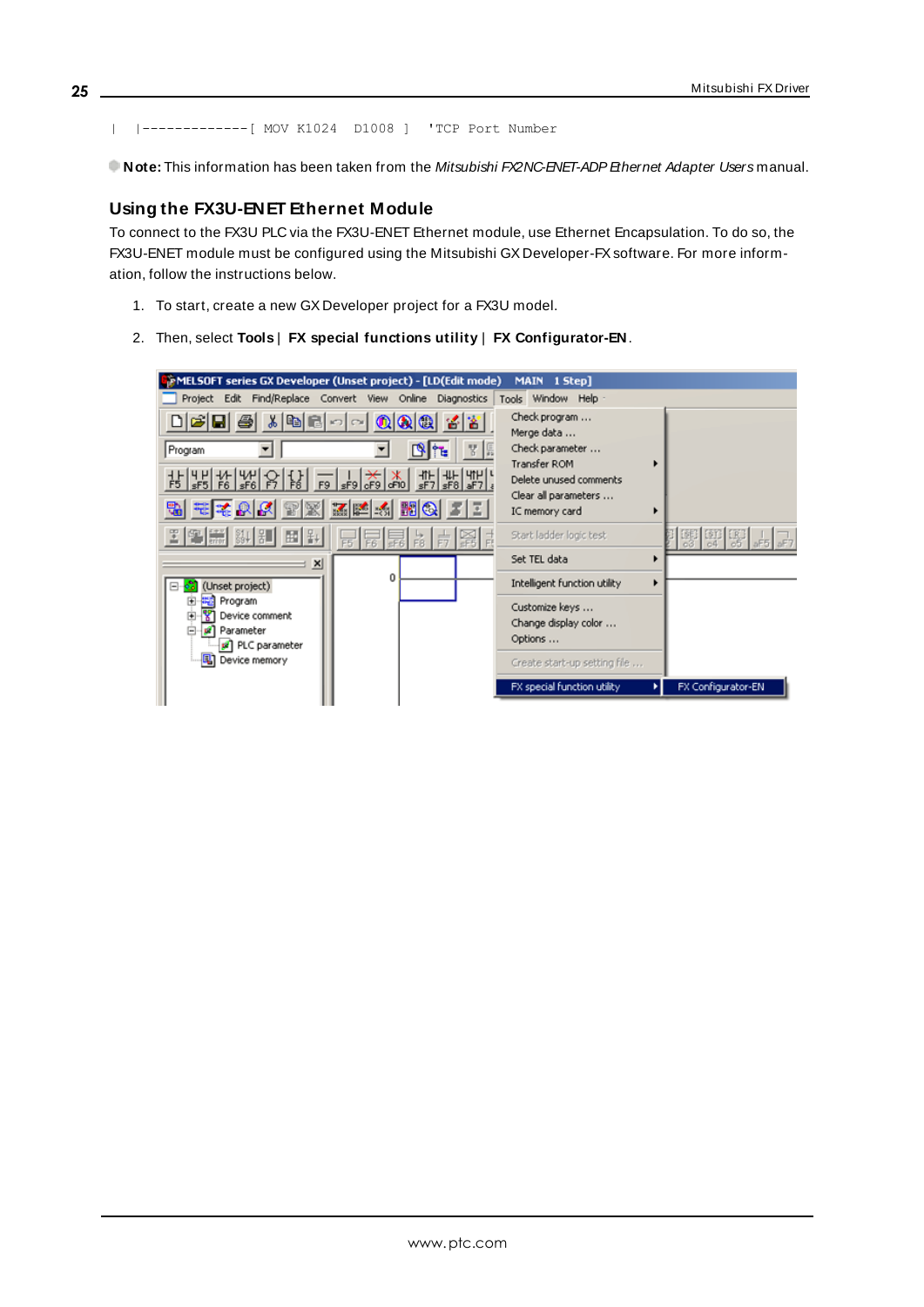```
|   |-------------[ MOV K1024  D1008 ]  'TCP Port Number
```

**Note:** This information has been taken from the *Mitsubishi FX2NC-ENET-ADP Ethernet Adapter Users* manual.

### Using the FX3U-ENET Ethernet Module

To connect to the FX3U PLC via the FX3U-ENET Ethernet module, use Ethernet Encapsulation. To do so, the FX3U-ENET module must be configured using the Mitsubishi GX Developer-FX software. For more information, follow the instructions below.

1. To start, create a new GX Developer project for a FX3U model.
2. Then, select **Tools** | **FX special functions utility** | **FX Configurator-EN**.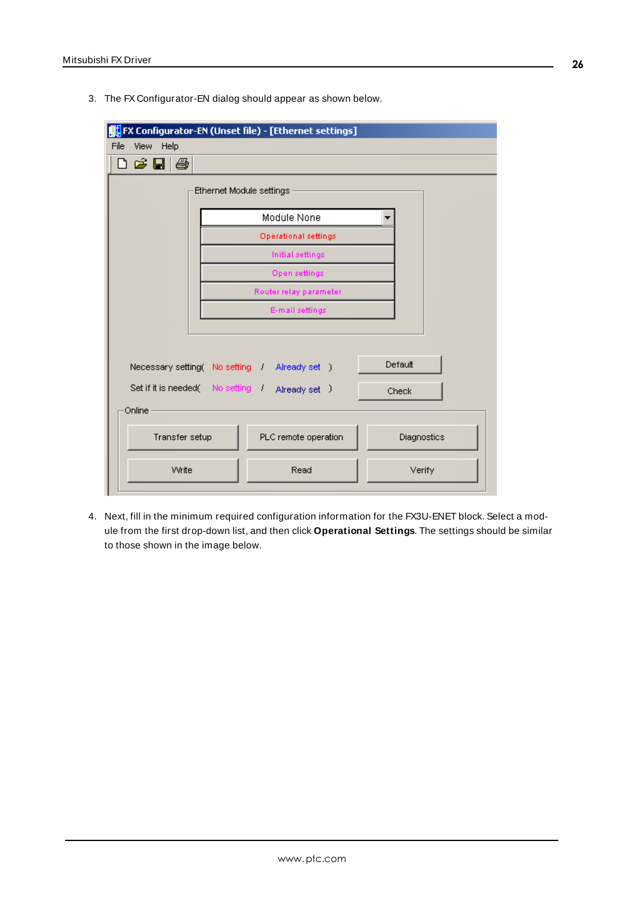3. The FX Configurator-EN dialog should appear as shown below.

4. Next, fill in the minimum required configuration information for the FX3U-ENET block. Select a module from the first drop-down list, and then click **Operational Settings**. The settings should be similar to those shown in the image below.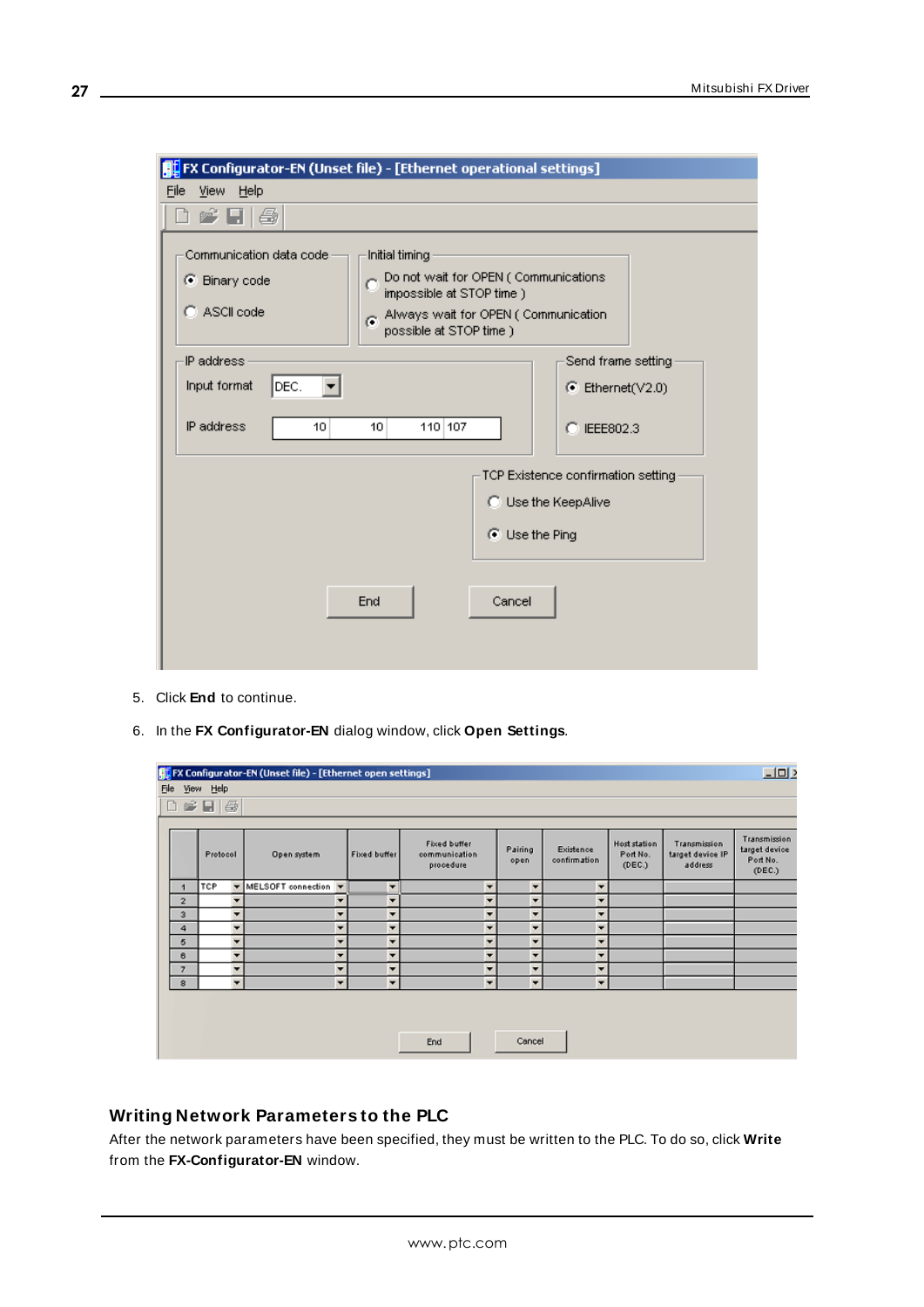5. Click **End** to continue.

6. In the **FX Configurator-EN** dialog window, click **Open Settings**.

## Writing Network Parameters to the PLC

After the network parameters have been specified, they must be written to the PLC. To do so, click **Write** from the **FX-Configurator-EN** window.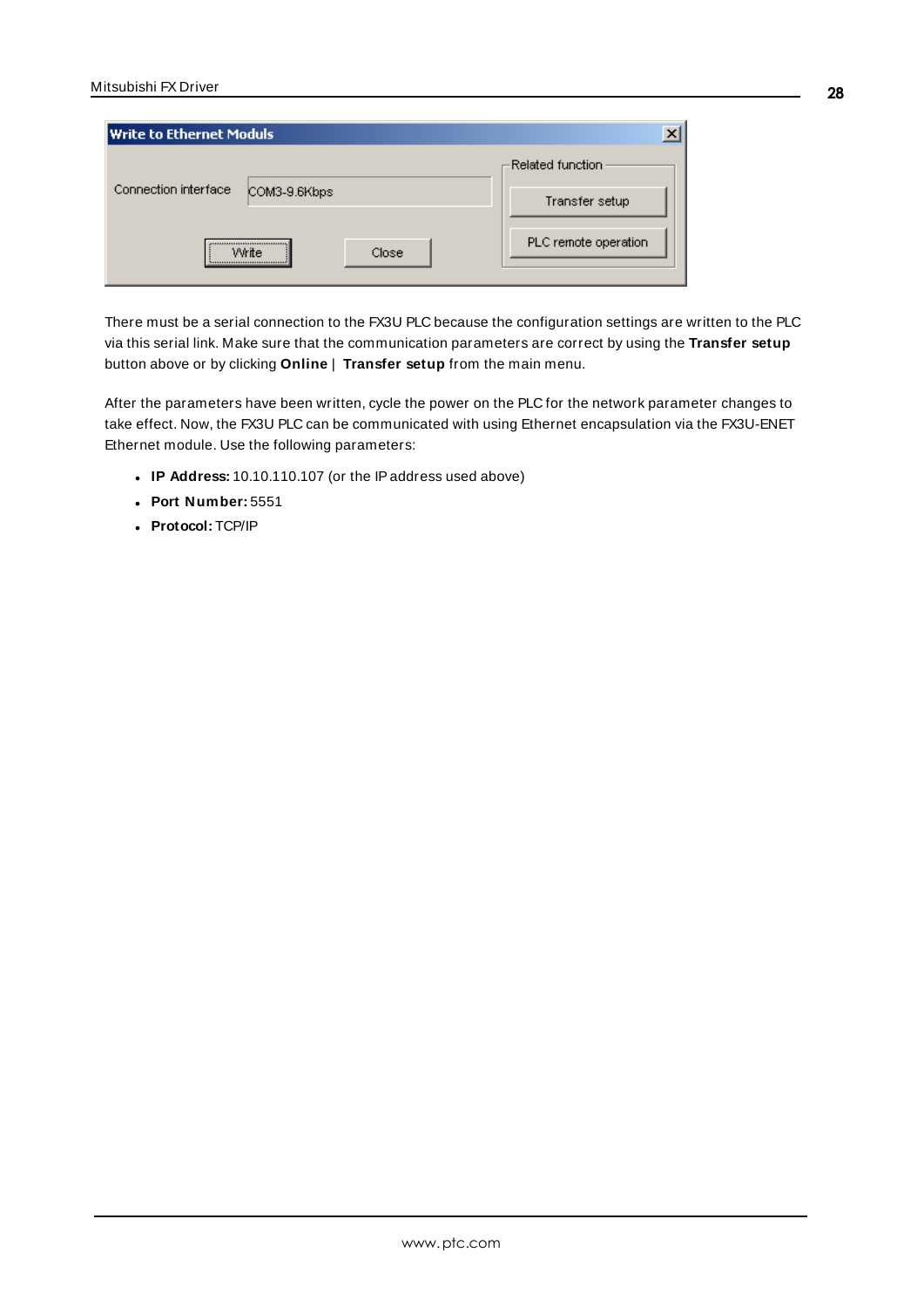There must be a serial connection to the FX3U PLC because the configuration settings are written to the PLC via this serial link. Make sure that the communication parameters are correct by using the **Transfer setup** button above or by clicking **Online** | **Transfer setup** from the main menu.

After the parameters have been written, cycle the power on the PLC for the network parameter changes to take effect. Now, the FX3U PLC can be communicated with using Ethernet encapsulation via the FX3U-ENET Ethernet module. Use the following parameters:

- **IP Address:** 10.10.110.107 (or the IP address used above)
- **Port Number:** 5551
- **Protocol:** TCP/IP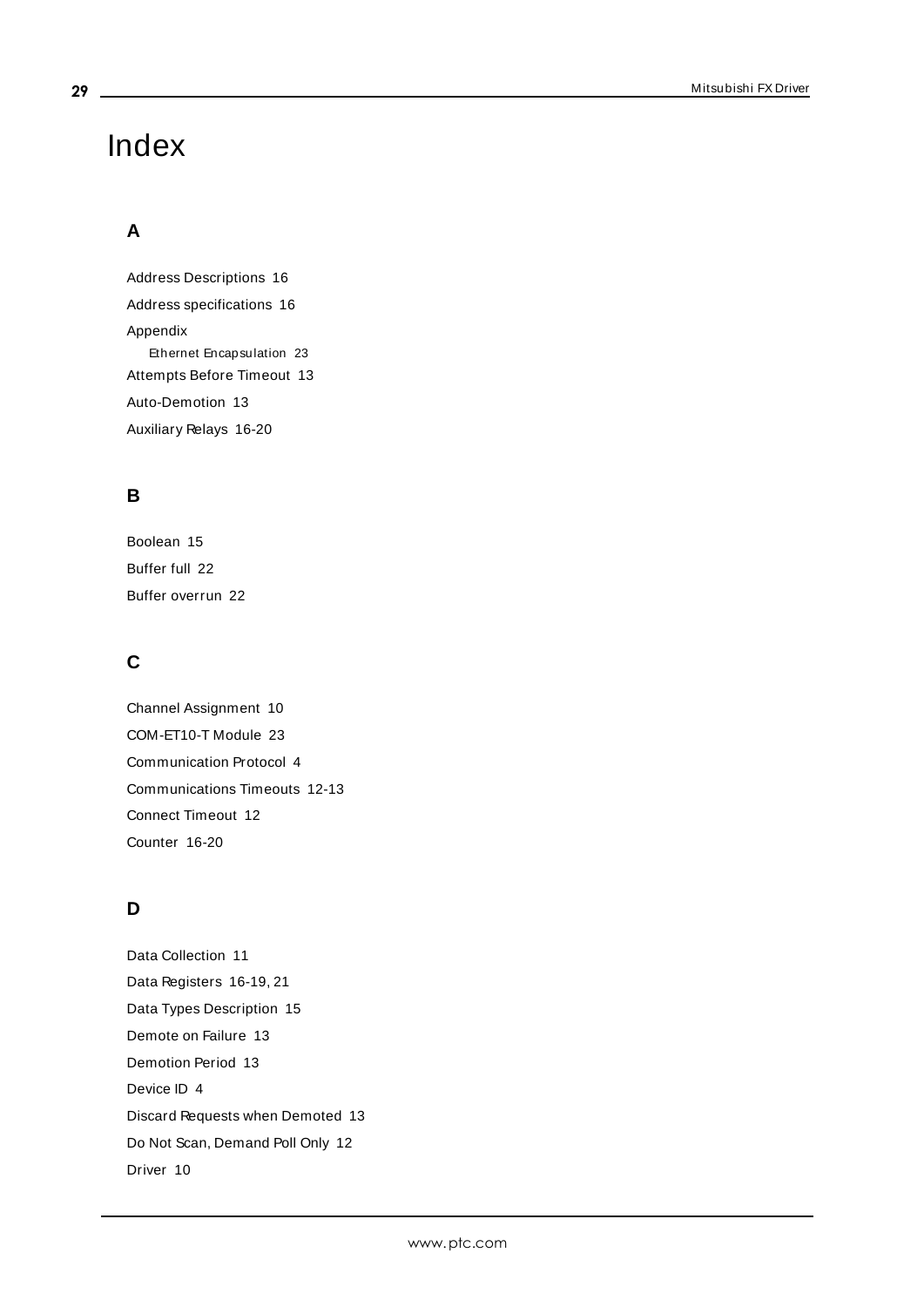# Index

## A

Address Descriptions 16

Address specifications 16

Appendix

- Ethernet Encapsulation 23

Attempts Before Timeout 13

Auto-Demotion 13

Auxiliary Relays 16-20

## B

Boolean 15

Buffer full 22

Buffer overrun 22

## C

Channel Assignment 10

COM-ET10-T Module 23

Communication Protocol 4

Communications Timeouts 12-13

Connect Timeout 12

Counter 16-20

## D

Data Collection 11

Data Registers 16-19, 21

Data Types Description 15

Demote on Failure 13

Demotion Period 13

Device ID 4

Discard Requests when Demoted 13

Do Not Scan, Demand Poll Only 12

Driver 10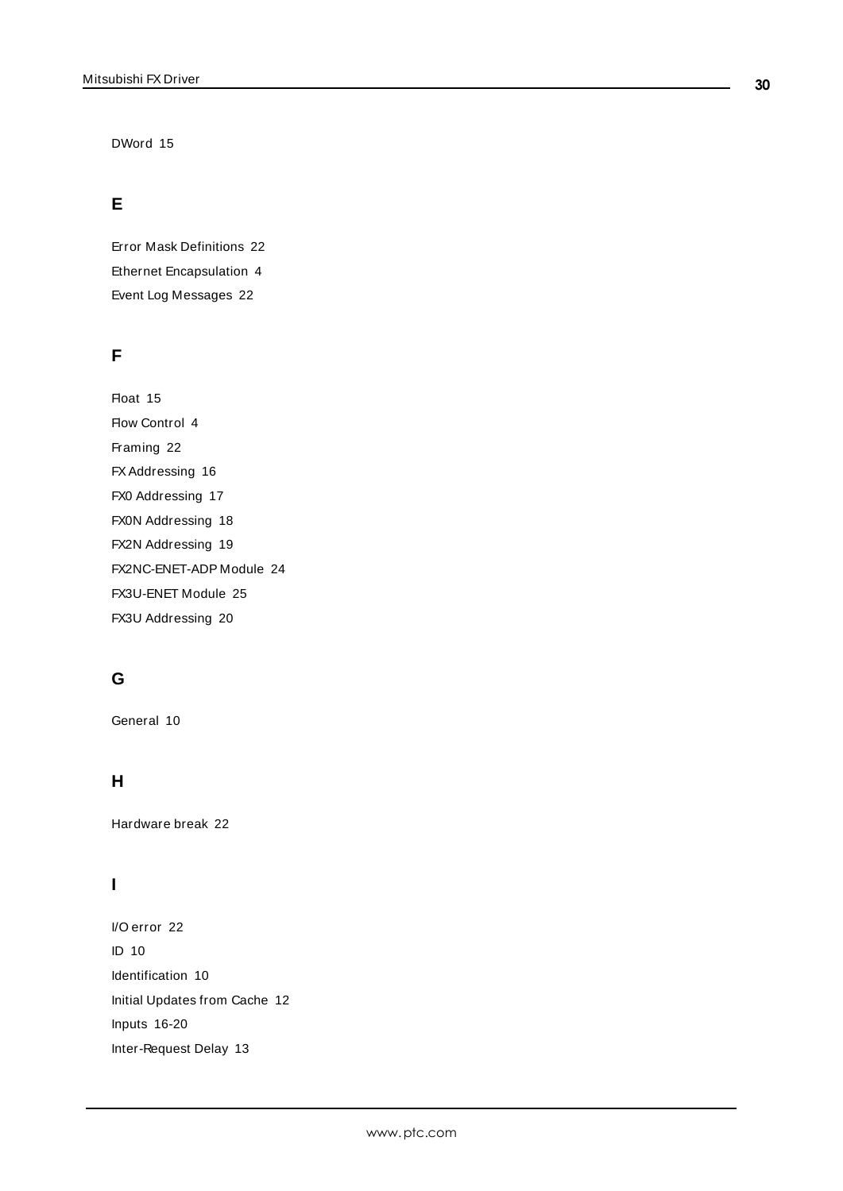DWord 15

## E

Error Mask Definitions 22

Ethernet Encapsulation 4

Event Log Messages 22

## F

Float 15

Flow Control 4

Framing 22

FX Addressing 16

FX0 Addressing 17

FX0N Addressing 18

FX2N Addressing 19

FX2NC-ENET-ADP Module 24

FX3U-ENET Module 25

FX3U Addressing 20

## G

General 10

## H

Hardware break 22

## I

I/O error 22

ID 10

Identification 10

Initial Updates from Cache 12

Inputs 16-20

Inter-Request Delay 13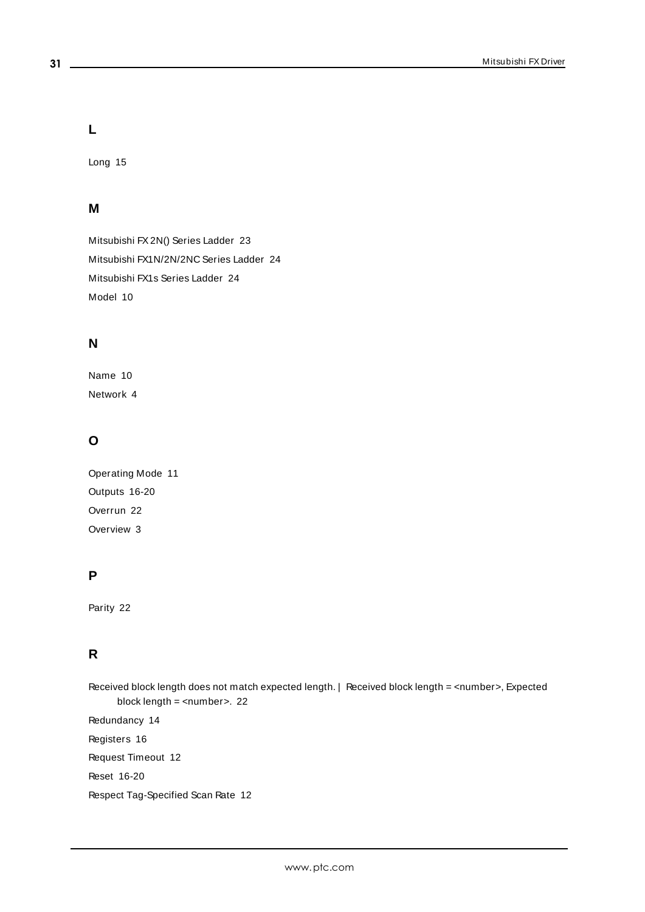## L

Long 15

## M

Mitsubishi FX 2N() Series Ladder 23

Mitsubishi FX1N/2N/2NC Series Ladder 24

Mitsubishi FX1s Series Ladder 24

Model 10

## N

Name 10

Network 4

## O

Operating Mode 11

Outputs 16-20

Overrun 22

Overview 3

## P

Parity 22

## R

Received block length does not match expected length. | Received block length = <number>, Expected block length = <number>. 22

Redundancy 14

Registers 16

Request Timeout 12

Reset 16-20

Respect Tag-Specified Scan Rate 12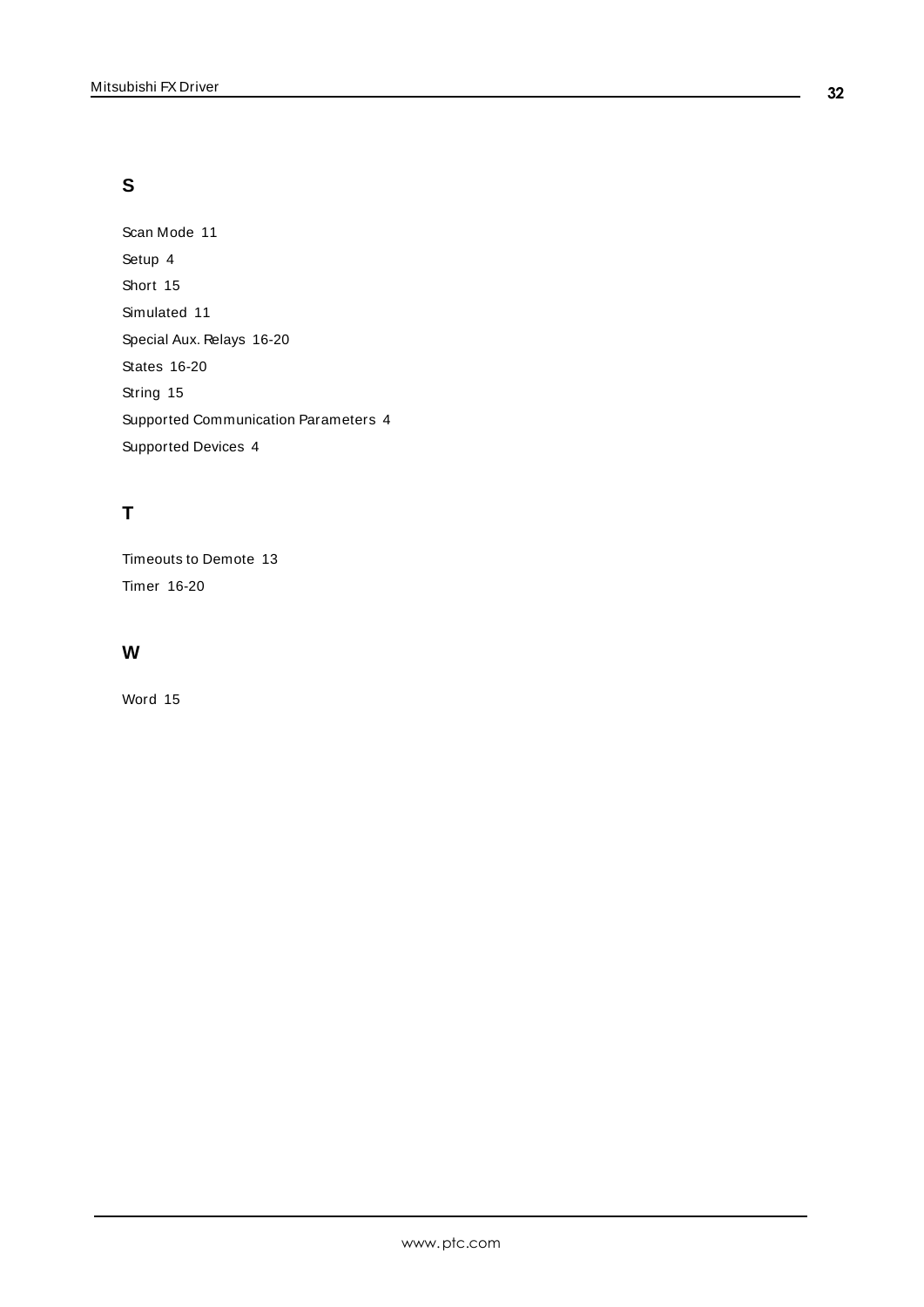## S

Scan Mode 11

Setup 4

Short 15

Simulated 11

Special Aux. Relays 16-20

States 16-20

String 15

Supported Communication Parameters 4

Supported Devices 4

## T

Timeouts to Demote 13

Timer 16-20

## W

Word 15